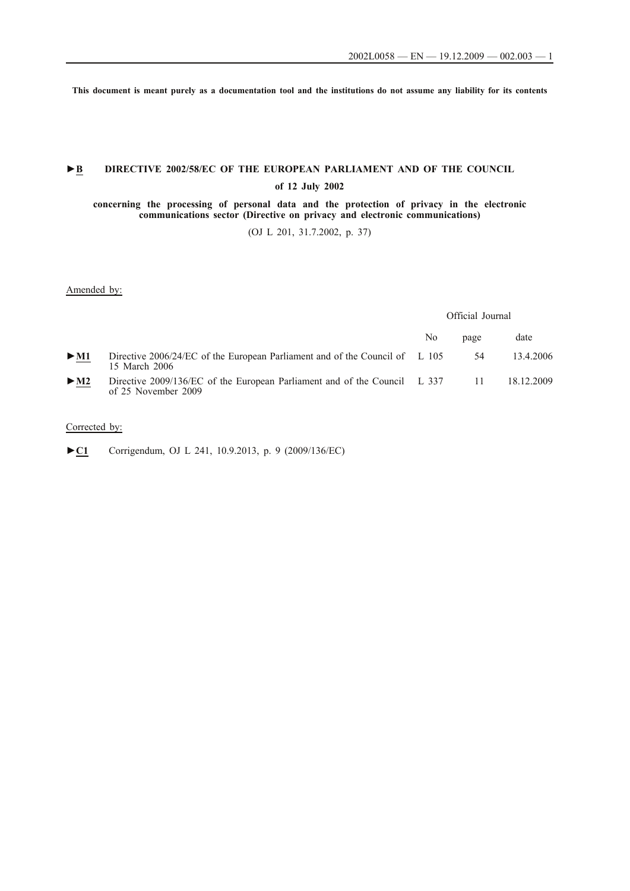**This document is meant purely as a documentation tool and the institutions do not assume any liability for its contents**

## ►B DIRECTIVE 2002/58/EC OF THE EUROPEAN PARLIAMENT AND OF THE COUNCIL

### of 12 July 2002

### concerning the processing of personal data and the protection of privacy in the electronic communications sector (Directive on privacy and electronic communications)

(OJ L 201, 31.7.2002, p. 37)

Amended by:

| | | Official Journal | | |
|---|---|---|---|---|
| | | No | page | date |
| ►M1 | Directive 2006/24/EC of the European Parliament and of the Council of 15 March 2006 | L 105 | 54 | 13.4.2006 |
| ►M2 | Directive 2009/136/EC of the European Parliament and of the Council of 25 November 2009 | L 337 | 11 | 18.12.2009 |

Corrected by:

►C1 Corrigendum, OJ L 241, 10.9.2013, p. 9 (2009/136/EC)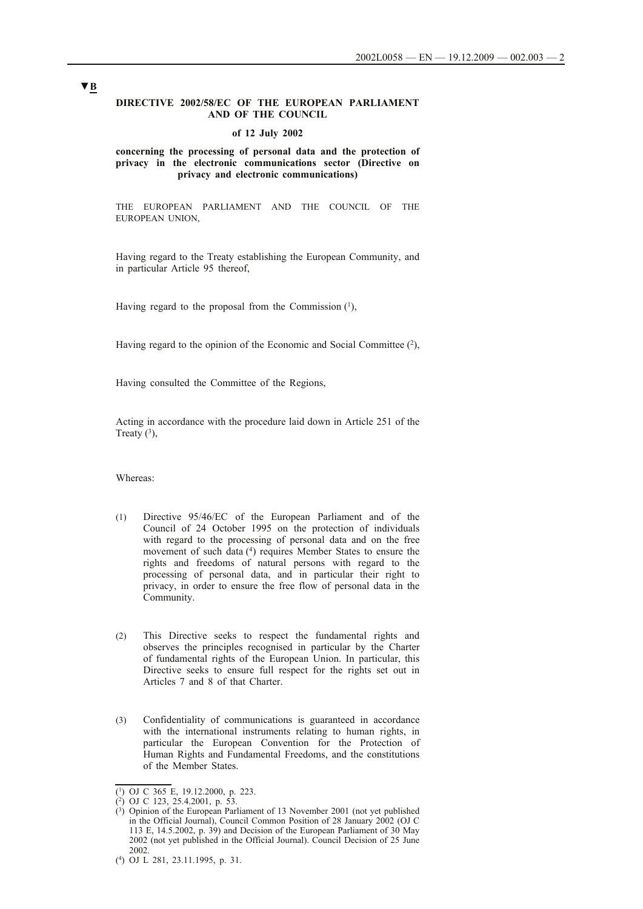▼B

**DIRECTIVE 2002/58/EC OF THE EUROPEAN PARLIAMENT AND OF THE COUNCIL**

**of 12 July 2002**

**concerning the processing of personal data and the protection of privacy in the electronic communications sector (Directive on privacy and electronic communications)**

THE EUROPEAN PARLIAMENT AND THE COUNCIL OF THE EUROPEAN UNION,

Having regard to the Treaty establishing the European Community, and in particular Article 95 thereof,

Having regard to the proposal from the Commission [1],

Having regard to the opinion of the Economic and Social Committee [2],

Having consulted the Committee of the Regions,

Acting in accordance with the procedure laid down in Article 251 of the Treaty [3],

Whereas:

(1) Directive 95/46/EC of the European Parliament and of the Council of 24 October 1995 on the protection of individuals with regard to the processing of personal data and on the free movement of such data [4] requires Member States to ensure the rights and freedoms of natural persons with regard to the processing of personal data, and in particular their right to privacy, in order to ensure the free flow of personal data in the Community.

(2) This Directive seeks to respect the fundamental rights and observes the principles recognised in particular by the Charter of fundamental rights of the European Union. In particular, this Directive seeks to ensure full respect for the rights set out in Articles 7 and 8 of that Charter.

(3) Confidentiality of communications is guaranteed in accordance with the international instruments relating to human rights, in particular the European Convention for the Protection of Human Rights and Fundamental Freedoms, and the constitutions of the Member States.

---

[1] OJ C 365 E, 19.12.2000, p. 223.

[2] OJ C 123, 25.4.2001, p. 53.

[3] Opinion of the European Parliament of 13 November 2001 (not yet published in the Official Journal), Council Common Position of 28 January 2002 (OJ C 113 E, 14.5.2002, p. 39) and Decision of the European Parliament of 30 May 2002 (not yet published in the Official Journal). Council Decision of 25 June 2002.

[4] OJ L 281, 23.11.1995, p. 31.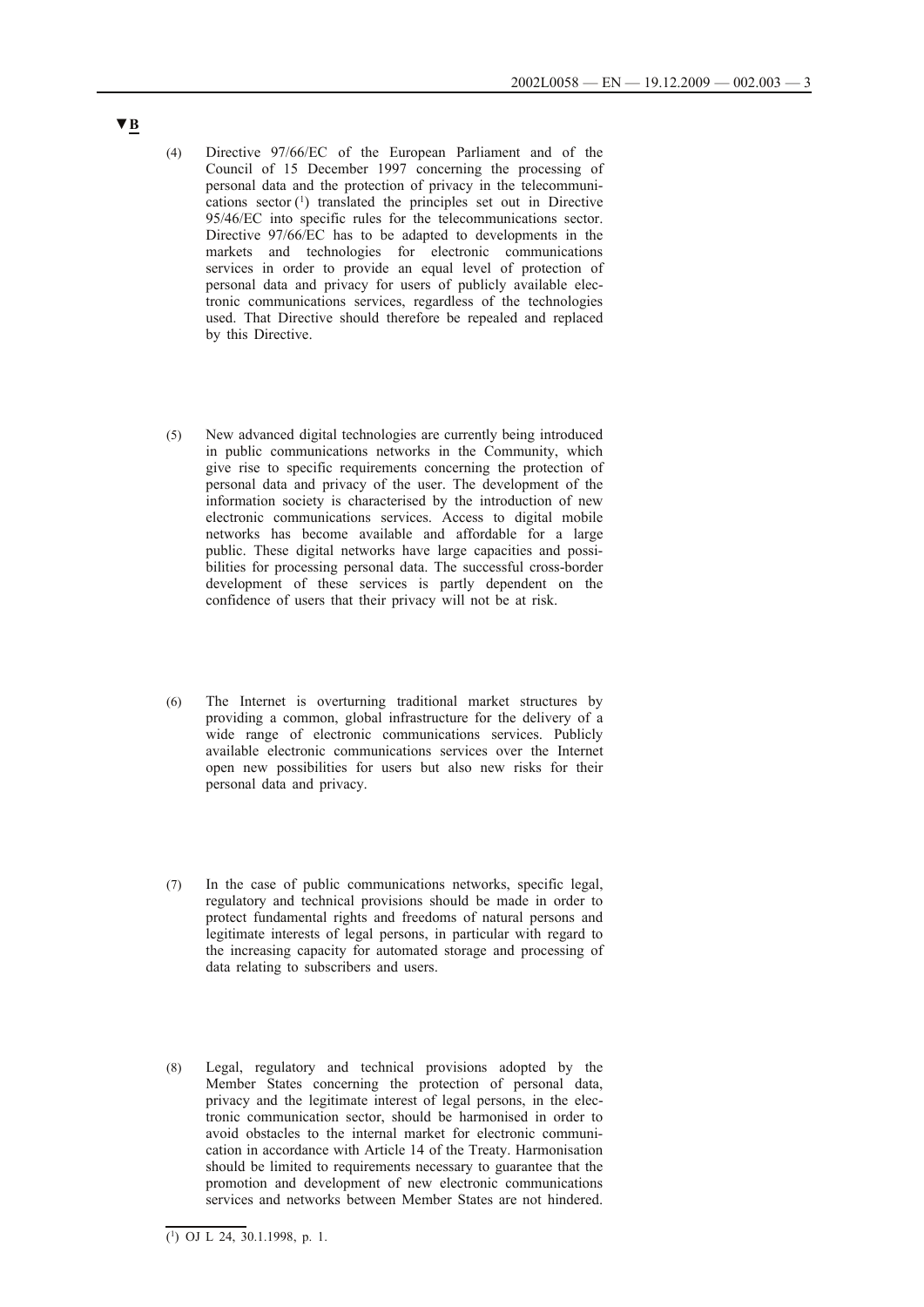▼B

(4) Directive 97/66/EC of the European Parliament and of the Council of 15 December 1997 concerning the processing of personal data and the protection of privacy in the telecommunications sector [1] translated the principles set out in Directive 95/46/EC into specific rules for the telecommunications sector. Directive 97/66/EC has to be adapted to developments in the markets and technologies for electronic communications services in order to provide an equal level of protection of personal data and privacy for users of publicly available electronic communications services, regardless of the technologies used. That Directive should therefore be repealed and replaced by this Directive.

(5) New advanced digital technologies are currently being introduced in public communications networks in the Community, which give rise to specific requirements concerning the protection of personal data and privacy of the user. The development of the information society is characterised by the introduction of new electronic communications services. Access to digital mobile networks has become available and affordable for a large public. These digital networks have large capacities and possibilities for processing personal data. The successful cross-border development of these services is partly dependent on the confidence of users that their privacy will not be at risk.

(6) The Internet is overturning traditional market structures by providing a common, global infrastructure for the delivery of a wide range of electronic communications services. Publicly available electronic communications services over the Internet open new possibilities for users but also new risks for their personal data and privacy.

(7) In the case of public communications networks, specific legal, regulatory and technical provisions should be made in order to protect fundamental rights and freedoms of natural persons and legitimate interests of legal persons, in particular with regard to the increasing capacity for automated storage and processing of data relating to subscribers and users.

(8) Legal, regulatory and technical provisions adopted by the Member States concerning the protection of personal data, privacy and the legitimate interest of legal persons, in the electronic communication sector, should be harmonised in order to avoid obstacles to the internal market for electronic communication in accordance with Article 14 of the Treaty. Harmonisation should be limited to requirements necessary to guarantee that the promotion and development of new electronic communications services and networks between Member States are not hindered.

[1] OJ L 24, 30.1.1998, p. 1.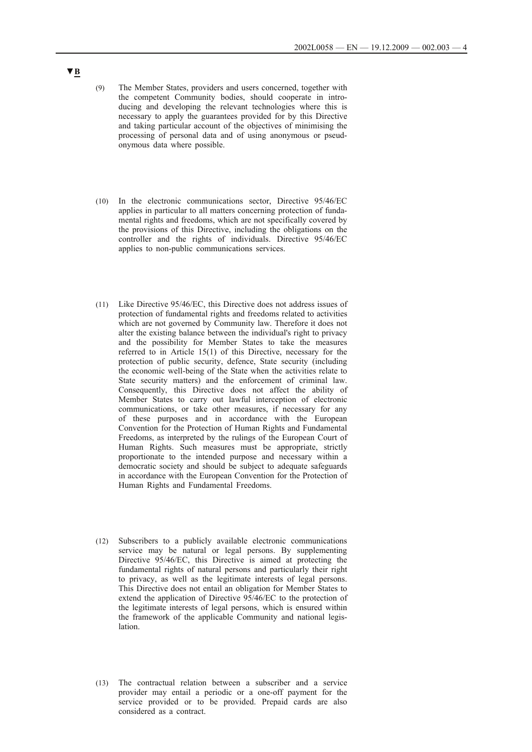▼B

(9) The Member States, providers and users concerned, together with the competent Community bodies, should cooperate in introducing and developing the relevant technologies where this is necessary to apply the guarantees provided for by this Directive and taking particular account of the objectives of minimising the processing of personal data and of using anonymous or pseudonymous data where possible.

(10) In the electronic communications sector, Directive 95/46/EC applies in particular to all matters concerning protection of fundamental rights and freedoms, which are not specifically covered by the provisions of this Directive, including the obligations on the controller and the rights of individuals. Directive 95/46/EC applies to non-public communications services.

(11) Like Directive 95/46/EC, this Directive does not address issues of protection of fundamental rights and freedoms related to activities which are not governed by Community law. Therefore it does not alter the existing balance between the individual's right to privacy and the possibility for Member States to take the measures referred to in Article 15(1) of this Directive, necessary for the protection of public security, defence, State security (including the economic well-being of the State when the activities relate to State security matters) and the enforcement of criminal law. Consequently, this Directive does not affect the ability of Member States to carry out lawful interception of electronic communications, or take other measures, if necessary for any of these purposes and in accordance with the European Convention for the Protection of Human Rights and Fundamental Freedoms, as interpreted by the rulings of the European Court of Human Rights. Such measures must be appropriate, strictly proportionate to the intended purpose and necessary within a democratic society and should be subject to adequate safeguards in accordance with the European Convention for the Protection of Human Rights and Fundamental Freedoms.

(12) Subscribers to a publicly available electronic communications service may be natural or legal persons. By supplementing Directive 95/46/EC, this Directive is aimed at protecting the fundamental rights of natural persons and particularly their right to privacy, as well as the legitimate interests of legal persons. This Directive does not entail an obligation for Member States to extend the application of Directive 95/46/EC to the protection of the legitimate interests of legal persons, which is ensured within the framework of the applicable Community and national legislation.

(13) The contractual relation between a subscriber and a service provider may entail a periodic or a one-off payment for the service provided or to be provided. Prepaid cards are also considered as a contract.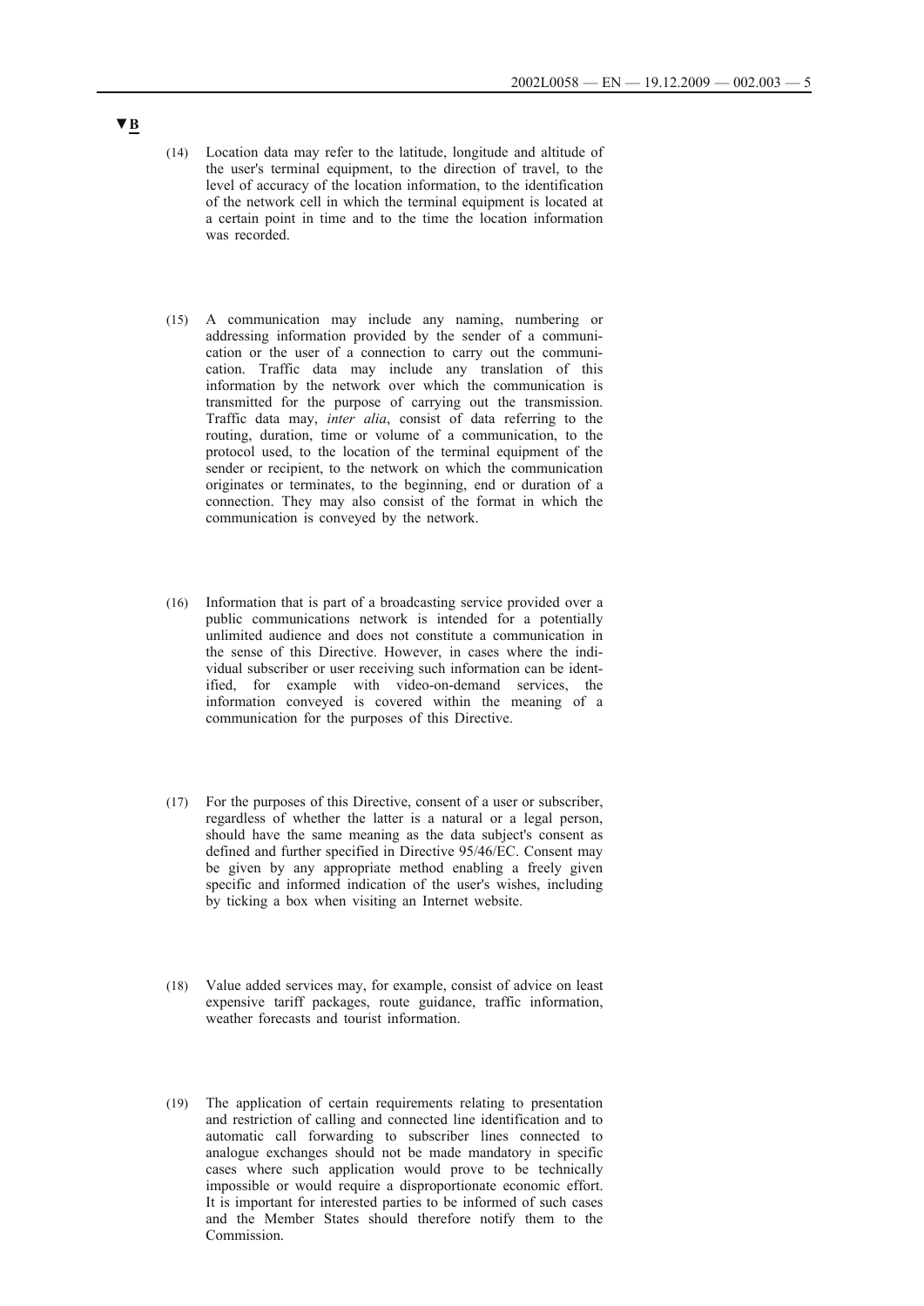▼B

(14) Location data may refer to the latitude, longitude and altitude of the user's terminal equipment, to the direction of travel, to the level of accuracy of the location information, to the identification of the network cell in which the terminal equipment is located at a certain point in time and to the time the location information was recorded.

(15) A communication may include any naming, numbering or addressing information provided by the sender of a communication or the user of a connection to carry out the communication. Traffic data may include any translation of this information by the network over which the communication is transmitted for the purpose of carrying out the transmission. Traffic data may, *inter alia*, consist of data referring to the routing, duration, time or volume of a communication, to the protocol used, to the location of the terminal equipment of the sender or recipient, to the network on which the communication originates or terminates, to the beginning, end or duration of a connection. They may also consist of the format in which the communication is conveyed by the network.

(16) Information that is part of a broadcasting service provided over a public communications network is intended for a potentially unlimited audience and does not constitute a communication in the sense of this Directive. However, in cases where the individual subscriber or user receiving such information can be identified, for example with video-on-demand services, the information conveyed is covered within the meaning of a communication for the purposes of this Directive.

(17) For the purposes of this Directive, consent of a user or subscriber, regardless of whether the latter is a natural or a legal person, should have the same meaning as the data subject's consent as defined and further specified in Directive 95/46/EC. Consent may be given by any appropriate method enabling a freely given specific and informed indication of the user's wishes, including by ticking a box when visiting an Internet website.

(18) Value added services may, for example, consist of advice on least expensive tariff packages, route guidance, traffic information, weather forecasts and tourist information.

(19) The application of certain requirements relating to presentation and restriction of calling and connected line identification and to automatic call forwarding to subscriber lines connected to analogue exchanges should not be made mandatory in specific cases where such application would prove to be technically impossible or would require a disproportionate economic effort. It is important for interested parties to be informed of such cases and the Member States should therefore notify them to the Commission.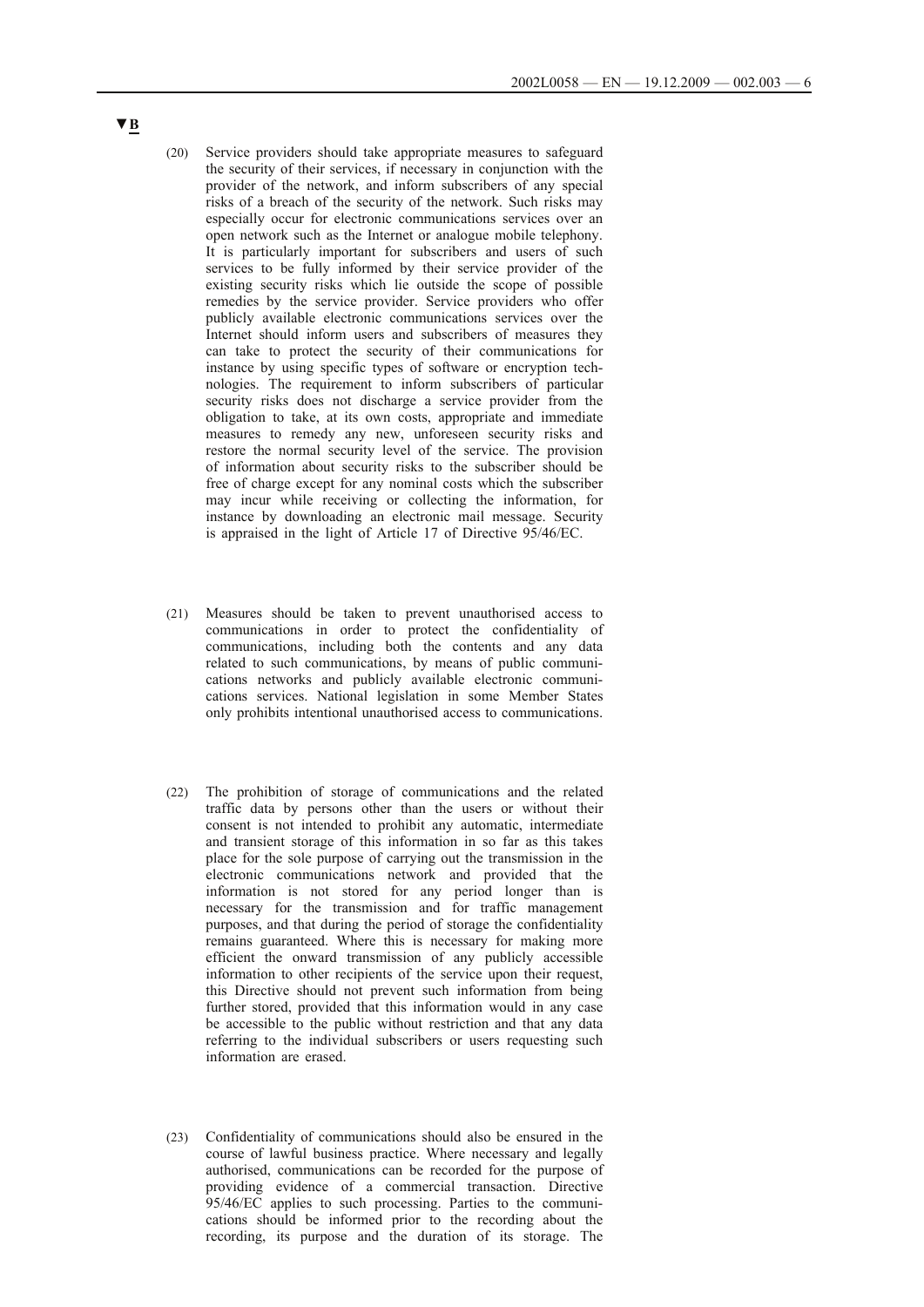▼B

(20) Service providers should take appropriate measures to safeguard the security of their services, if necessary in conjunction with the provider of the network, and inform subscribers of any special risks of a breach of the security of the network. Such risks may especially occur for electronic communications services over an open network such as the Internet or analogue mobile telephony. It is particularly important for subscribers and users of such services to be fully informed by their service provider of the existing security risks which lie outside the scope of possible remedies by the service provider. Service providers who offer publicly available electronic communications services over the Internet should inform users and subscribers of measures they can take to protect the security of their communications for instance by using specific types of software or encryption technologies. The requirement to inform subscribers of particular security risks does not discharge a service provider from the obligation to take, at its own costs, appropriate and immediate measures to remedy any new, unforeseen security risks and restore the normal security level of the service. The provision of information about security risks to the subscriber should be free of charge except for any nominal costs which the subscriber may incur while receiving or collecting the information, for instance by downloading an electronic mail message. Security is appraised in the light of Article 17 of Directive 95/46/EC.

(21) Measures should be taken to prevent unauthorised access to communications in order to protect the confidentiality of communications, including both the contents and any data related to such communications, by means of public communications networks and publicly available electronic communications services. National legislation in some Member States only prohibits intentional unauthorised access to communications.

(22) The prohibition of storage of communications and the related traffic data by persons other than the users or without their consent is not intended to prohibit any automatic, intermediate and transient storage of this information in so far as this takes place for the sole purpose of carrying out the transmission in the electronic communications network and provided that the information is not stored for any period longer than is necessary for the transmission and for traffic management purposes, and that during the period of storage the confidentiality remains guaranteed. Where this is necessary for making more efficient the onward transmission of any publicly accessible information to other recipients of the service upon their request, this Directive should not prevent such information from being further stored, provided that this information would in any case be accessible to the public without restriction and that any data referring to the individual subscribers or users requesting such information are erased.

(23) Confidentiality of communications should also be ensured in the course of lawful business practice. Where necessary and legally authorised, communications can be recorded for the purpose of providing evidence of a commercial transaction. Directive 95/46/EC applies to such processing. Parties to the communications should be informed prior to the recording about the recording, its purpose and the duration of its storage. The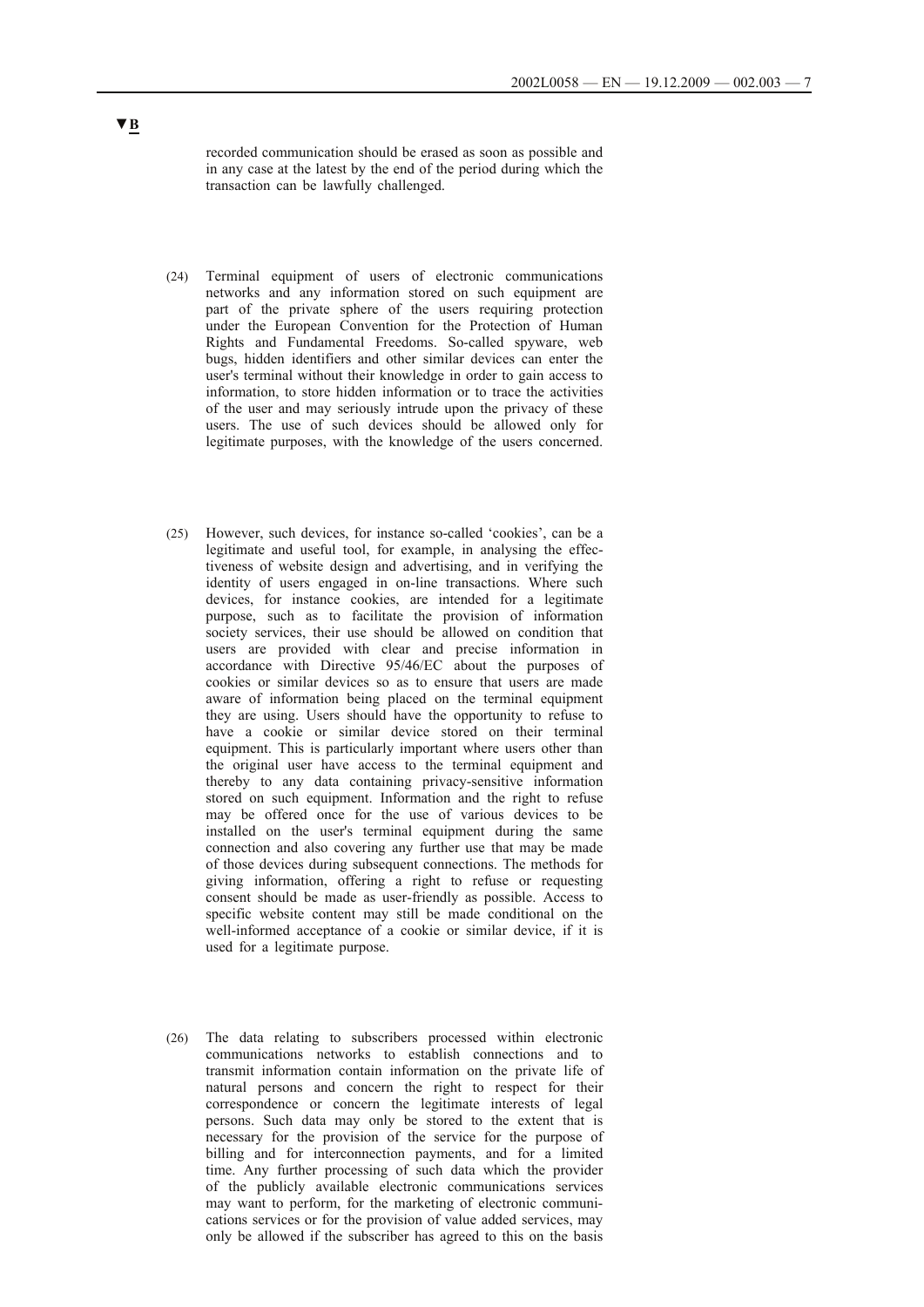**▼B**

recorded communication should be erased as soon as possible and in any case at the latest by the end of the period during which the transaction can be lawfully challenged.

(24) Terminal equipment of users of electronic communications networks and any information stored on such equipment are part of the private sphere of the users requiring protection under the European Convention for the Protection of Human Rights and Fundamental Freedoms. So-called spyware, web bugs, hidden identifiers and other similar devices can enter the user's terminal without their knowledge in order to gain access to information, to store hidden information or to trace the activities of the user and may seriously intrude upon the privacy of these users. The use of such devices should be allowed only for legitimate purposes, with the knowledge of the users concerned.

(25) However, such devices, for instance so-called 'cookies', can be a legitimate and useful tool, for example, in analysing the effectiveness of website design and advertising, and in verifying the identity of users engaged in on-line transactions. Where such devices, for instance cookies, are intended for a legitimate purpose, such as to facilitate the provision of information society services, their use should be allowed on condition that users are provided with clear and precise information in accordance with Directive 95/46/EC about the purposes of cookies or similar devices so as to ensure that users are made aware of information being placed on the terminal equipment they are using. Users should have the opportunity to refuse to have a cookie or similar device stored on their terminal equipment. This is particularly important where users other than the original user have access to the terminal equipment and thereby to any data containing privacy-sensitive information stored on such equipment. Information and the right to refuse may be offered once for the use of various devices to be installed on the user's terminal equipment during the same connection and also covering any further use that may be made of those devices during subsequent connections. The methods for giving information, offering a right to refuse or requesting consent should be made as user-friendly as possible. Access to specific website content may still be made conditional on the well-informed acceptance of a cookie or similar device, if it is used for a legitimate purpose.

(26) The data relating to subscribers processed within electronic communications networks to establish connections and to transmit information contain information on the private life of natural persons and concern the right to respect for their correspondence or concern the legitimate interests of legal persons. Such data may only be stored to the extent that is necessary for the provision of the service for the purpose of billing and for interconnection payments, and for a limited time. Any further processing of such data which the provider of the publicly available electronic communications services may want to perform, for the marketing of electronic communications services or for the provision of value added services, may only be allowed if the subscriber has agreed to this on the basis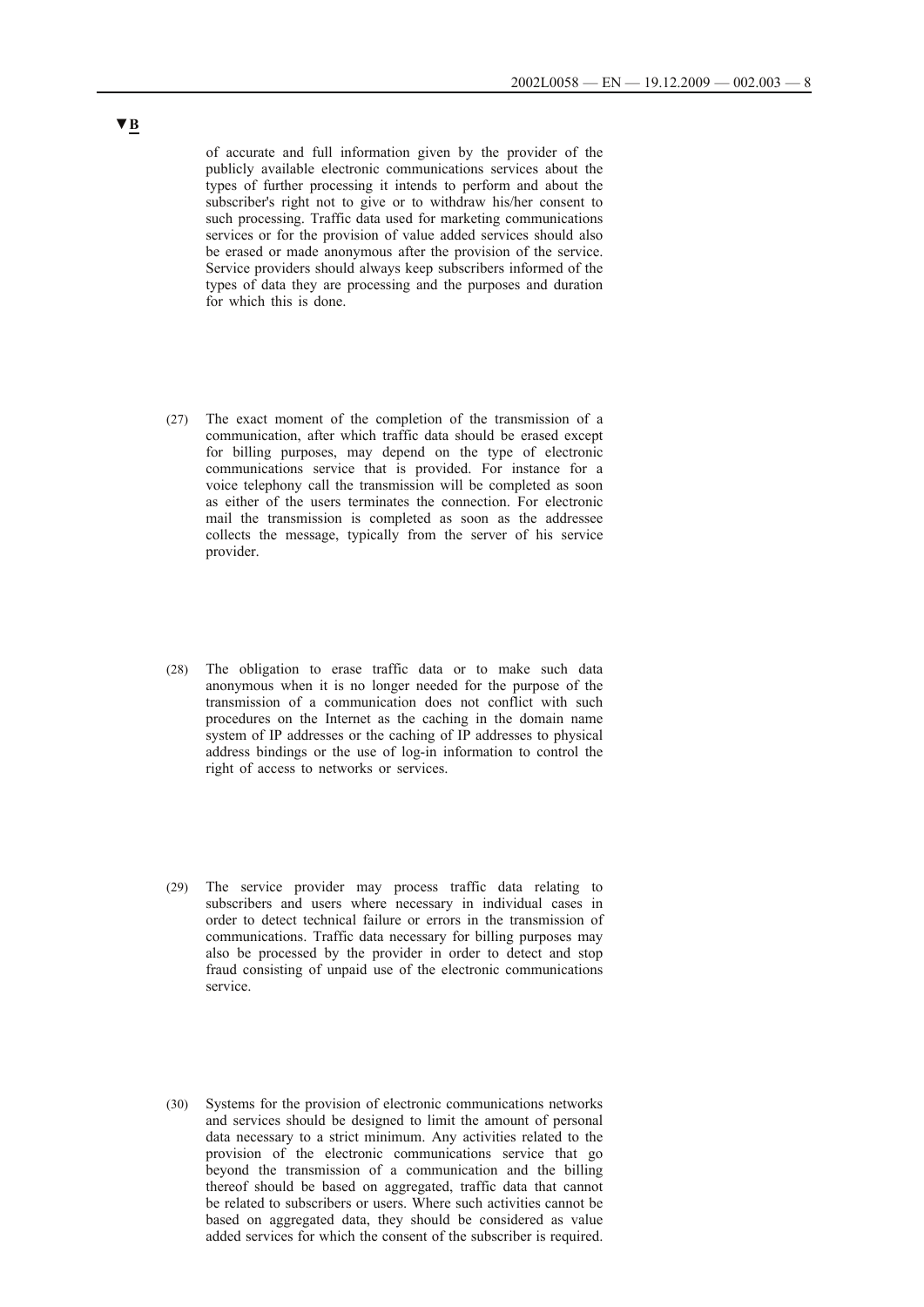▼B

of accurate and full information given by the provider of the publicly available electronic communications services about the types of further processing it intends to perform and about the subscriber's right not to give or to withdraw his/her consent to such processing. Traffic data used for marketing communications services or for the provision of value added services should also be erased or made anonymous after the provision of the service. Service providers should always keep subscribers informed of the types of data they are processing and the purposes and duration for which this is done.

(27) The exact moment of the completion of the transmission of a communication, after which traffic data should be erased except for billing purposes, may depend on the type of electronic communications service that is provided. For instance for a voice telephony call the transmission will be completed as soon as either of the users terminates the connection. For electronic mail the transmission is completed as soon as the addressee collects the message, typically from the server of his service provider.

(28) The obligation to erase traffic data or to make such data anonymous when it is no longer needed for the purpose of the transmission of a communication does not conflict with such procedures on the Internet as the caching in the domain name system of IP addresses or the caching of IP addresses to physical address bindings or the use of log-in information to control the right of access to networks or services.

(29) The service provider may process traffic data relating to subscribers and users where necessary in individual cases in order to detect technical failure or errors in the transmission of communications. Traffic data necessary for billing purposes may also be processed by the provider in order to detect and stop fraud consisting of unpaid use of the electronic communications service.

(30) Systems for the provision of electronic communications networks and services should be designed to limit the amount of personal data necessary to a strict minimum. Any activities related to the provision of the electronic communications service that go beyond the transmission of a communication and the billing thereof should be based on aggregated, traffic data that cannot be related to subscribers or users. Where such activities cannot be based on aggregated data, they should be considered as value added services for which the consent of the subscriber is required.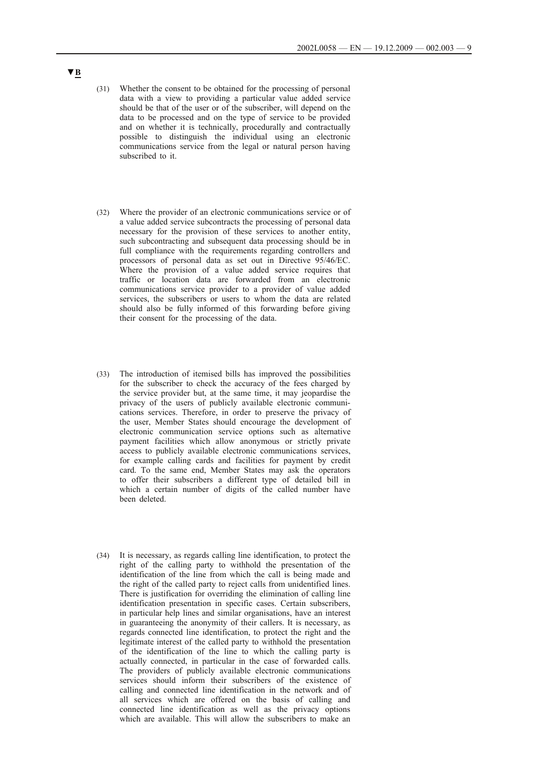▼B

(31) Whether the consent to be obtained for the processing of personal data with a view to providing a particular value added service should be that of the user or of the subscriber, will depend on the data to be processed and on the type of service to be provided and on whether it is technically, procedurally and contractually possible to distinguish the individual using an electronic communications service from the legal or natural person having subscribed to it.

(32) Where the provider of an electronic communications service or of a value added service subcontracts the processing of personal data necessary for the provision of these services to another entity, such subcontracting and subsequent data processing should be in full compliance with the requirements regarding controllers and processors of personal data as set out in Directive 95/46/EC. Where the provision of a value added service requires that traffic or location data are forwarded from an electronic communications service provider to a provider of value added services, the subscribers or users to whom the data are related should also be fully informed of this forwarding before giving their consent for the processing of the data.

(33) The introduction of itemised bills has improved the possibilities for the subscriber to check the accuracy of the fees charged by the service provider but, at the same time, it may jeopardise the privacy of the users of publicly available electronic communications services. Therefore, in order to preserve the privacy of the user, Member States should encourage the development of electronic communication service options such as alternative payment facilities which allow anonymous or strictly private access to publicly available electronic communications services, for example calling cards and facilities for payment by credit card. To the same end, Member States may ask the operators to offer their subscribers a different type of detailed bill in which a certain number of digits of the called number have been deleted.

(34) It is necessary, as regards calling line identification, to protect the right of the calling party to withhold the presentation of the identification of the line from which the call is being made and the right of the called party to reject calls from unidentified lines. There is justification for overriding the elimination of calling line identification presentation in specific cases. Certain subscribers, in particular help lines and similar organisations, have an interest in guaranteeing the anonymity of their callers. It is necessary, as regards connected line identification, to protect the right and the legitimate interest of the called party to withhold the presentation of the identification of the line to which the calling party is actually connected, in particular in the case of forwarded calls. The providers of publicly available electronic communications services should inform their subscribers of the existence of calling and connected line identification in the network and of all services which are offered on the basis of calling and connected line identification as well as the privacy options which are available. This will allow the subscribers to make an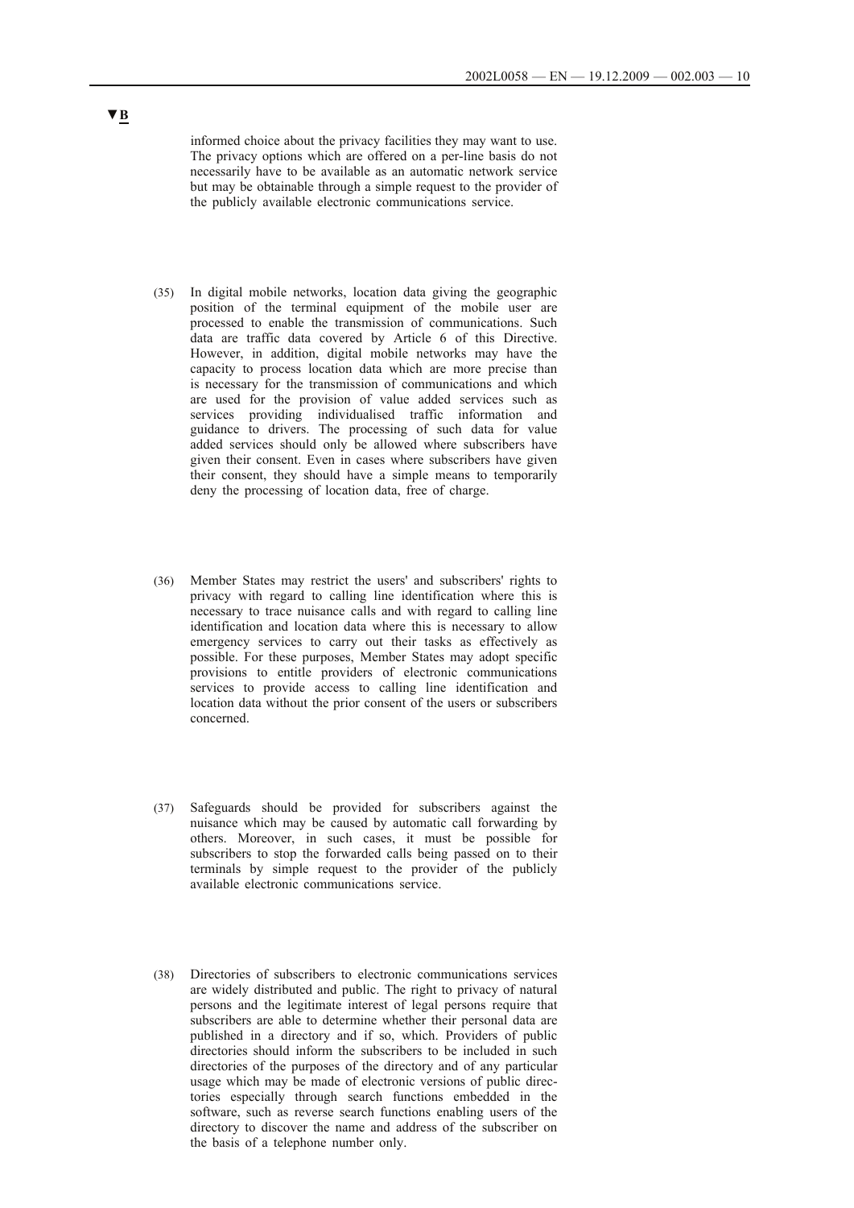▼B

informed choice about the privacy facilities they may want to use. The privacy options which are offered on a per-line basis do not necessarily have to be available as an automatic network service but may be obtainable through a simple request to the provider of the publicly available electronic communications service.

(35) In digital mobile networks, location data giving the geographic position of the terminal equipment of the mobile user are processed to enable the transmission of communications. Such data are traffic data covered by Article 6 of this Directive. However, in addition, digital mobile networks may have the capacity to process location data which are more precise than is necessary for the transmission of communications and which are used for the provision of value added services such as services providing individualised traffic information and guidance to drivers. The processing of such data for value added services should only be allowed where subscribers have given their consent. Even in cases where subscribers have given their consent, they should have a simple means to temporarily deny the processing of location data, free of charge.

(36) Member States may restrict the users' and subscribers' rights to privacy with regard to calling line identification where this is necessary to trace nuisance calls and with regard to calling line identification and location data where this is necessary to allow emergency services to carry out their tasks as effectively as possible. For these purposes, Member States may adopt specific provisions to entitle providers of electronic communications services to provide access to calling line identification and location data without the prior consent of the users or subscribers concerned.

(37) Safeguards should be provided for subscribers against the nuisance which may be caused by automatic call forwarding by others. Moreover, in such cases, it must be possible for subscribers to stop the forwarded calls being passed on to their terminals by simple request to the provider of the publicly available electronic communications service.

(38) Directories of subscribers to electronic communications services are widely distributed and public. The right to privacy of natural persons and the legitimate interest of legal persons require that subscribers are able to determine whether their personal data are published in a directory and if so, which. Providers of public directories should inform the subscribers to be included in such directories of the purposes of the directory and of any particular usage which may be made of electronic versions of public directories especially through search functions embedded in the software, such as reverse search functions enabling users of the directory to discover the name and address of the subscriber on the basis of a telephone number only.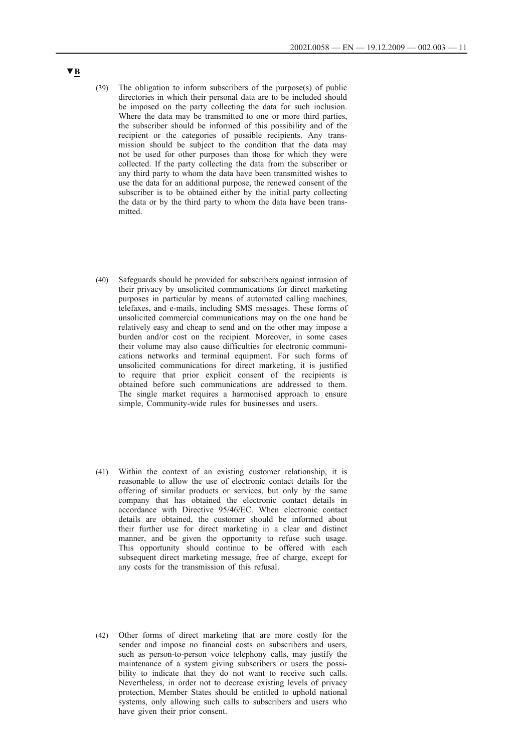**▼B**

(39) The obligation to inform subscribers of the purpose(s) of public directories in which their personal data are to be included should be imposed on the party collecting the data for such inclusion. Where the data may be transmitted to one or more third parties, the subscriber should be informed of this possibility and of the recipient or the categories of possible recipients. Any transmission should be subject to the condition that the data may not be used for other purposes than those for which they were collected. If the party collecting the data from the subscriber or any third party to whom the data have been transmitted wishes to use the data for an additional purpose, the renewed consent of the subscriber is to be obtained either by the initial party collecting the data or by the third party to whom the data have been transmitted.

(40) Safeguards should be provided for subscribers against intrusion of their privacy by unsolicited communications for direct marketing purposes in particular by means of automated calling machines, telefaxes, and e-mails, including SMS messages. These forms of unsolicited commercial communications may on the one hand be relatively easy and cheap to send and on the other may impose a burden and/or cost on the recipient. Moreover, in some cases their volume may also cause difficulties for electronic communications networks and terminal equipment. For such forms of unsolicited communications for direct marketing, it is justified to require that prior explicit consent of the recipients is obtained before such communications are addressed to them. The single market requires a harmonised approach to ensure simple, Community-wide rules for businesses and users.

(41) Within the context of an existing customer relationship, it is reasonable to allow the use of electronic contact details for the offering of similar products or services, but only by the same company that has obtained the electronic contact details in accordance with Directive 95/46/EC. When electronic contact details are obtained, the customer should be informed about their further use for direct marketing in a clear and distinct manner, and be given the opportunity to refuse such usage. This opportunity should continue to be offered with each subsequent direct marketing message, free of charge, except for any costs for the transmission of this refusal.

(42) Other forms of direct marketing that are more costly for the sender and impose no financial costs on subscribers and users, such as person-to-person voice telephony calls, may justify the maintenance of a system giving subscribers or users the possibility to indicate that they do not want to receive such calls. Nevertheless, in order not to decrease existing levels of privacy protection, Member States should be entitled to uphold national systems, only allowing such calls to subscribers and users who have given their prior consent.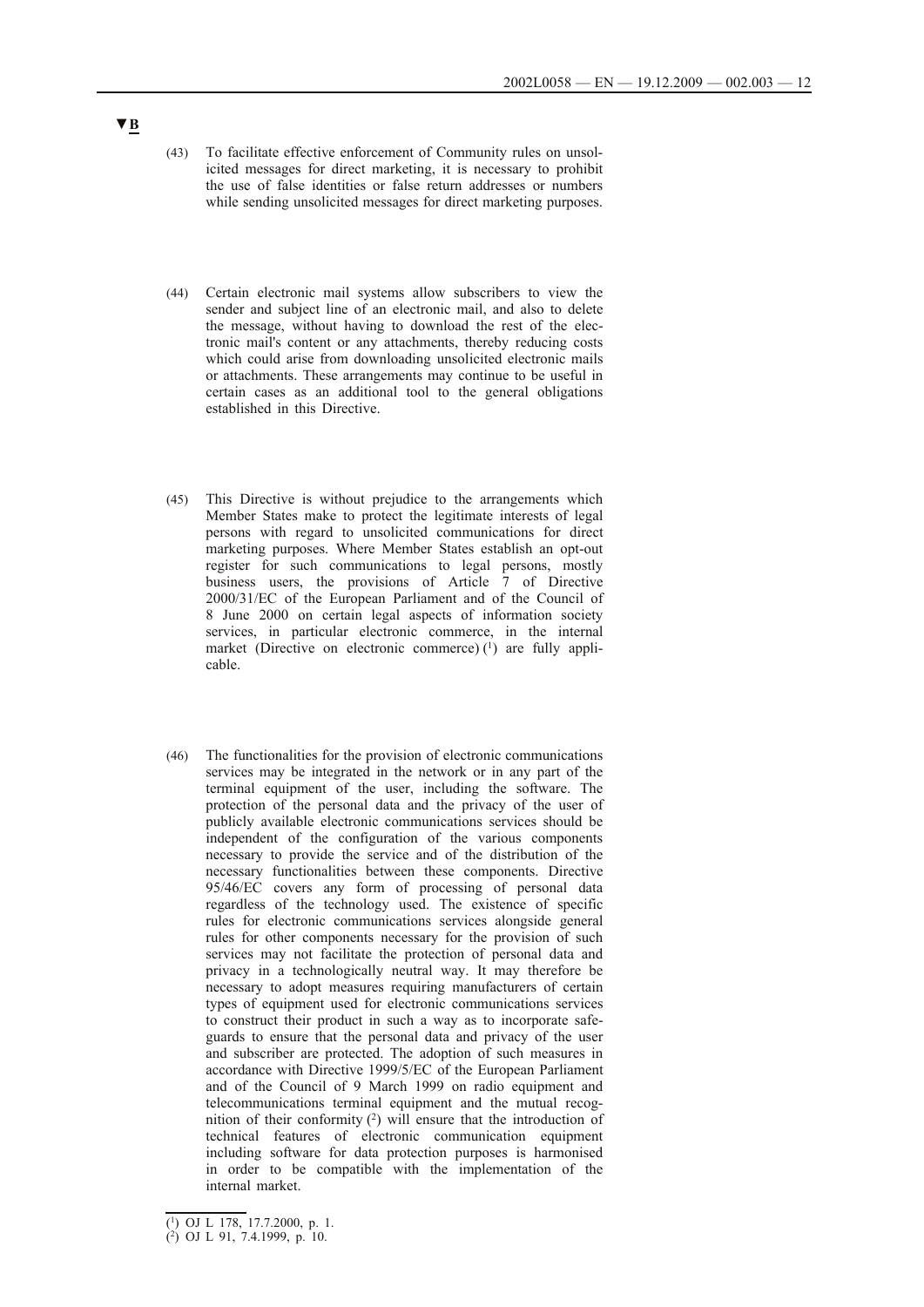**▼B**

(43) To facilitate effective enforcement of Community rules on unsolicited messages for direct marketing, it is necessary to prohibit the use of false identities or false return addresses or numbers while sending unsolicited messages for direct marketing purposes.

(44) Certain electronic mail systems allow subscribers to view the sender and subject line of an electronic mail, and also to delete the message, without having to download the rest of the electronic mail's content or any attachments, thereby reducing costs which could arise from downloading unsolicited electronic mails or attachments. These arrangements may continue to be useful in certain cases as an additional tool to the general obligations established in this Directive.

(45) This Directive is without prejudice to the arrangements which Member States make to protect the legitimate interests of legal persons with regard to unsolicited communications for direct marketing purposes. Where Member States establish an opt-out register for such communications to legal persons, mostly business users, the provisions of Article 7 of Directive 2000/31/EC of the European Parliament and of the Council of 8 June 2000 on certain legal aspects of information society services, in particular electronic commerce, in the internal market (Directive on electronic commerce) [1] are fully applicable.

(46) The functionalities for the provision of electronic communications services may be integrated in the network or in any part of the terminal equipment of the user, including the software. The protection of the personal data and the privacy of the user of publicly available electronic communications services should be independent of the configuration of the various components necessary to provide the service and of the distribution of the necessary functionalities between these components. Directive 95/46/EC covers any form of processing of personal data regardless of the technology used. The existence of specific rules for electronic communications services alongside general rules for other components necessary for the provision of such services may not facilitate the protection of personal data and privacy in a technologically neutral way. It may therefore be necessary to adopt measures requiring manufacturers of certain types of equipment used for electronic communications services to construct their product in such a way as to incorporate safeguards to ensure that the personal data and privacy of the user and subscriber are protected. The adoption of such measures in accordance with Directive 1999/5/EC of the European Parliament and of the Council of 9 March 1999 on radio equipment and telecommunications terminal equipment and the mutual recognition of their conformity [2] will ensure that the introduction of technical features of electronic communication equipment including software for data protection purposes is harmonised in order to be compatible with the implementation of the internal market.

---

[1] OJ L 178, 17.7.2000, p. 1.

[2] OJ L 91, 7.4.1999, p. 10.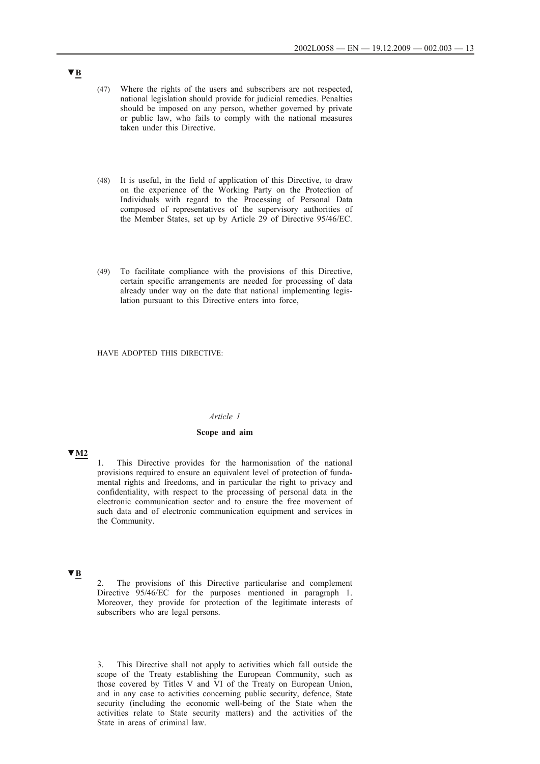▼B

(47) Where the rights of the users and subscribers are not respected, national legislation should provide for judicial remedies. Penalties should be imposed on any person, whether governed by private or public law, who fails to comply with the national measures taken under this Directive.

(48) It is useful, in the field of application of this Directive, to draw on the experience of the Working Party on the Protection of Individuals with regard to the Processing of Personal Data composed of representatives of the supervisory authorities of the Member States, set up by Article 29 of Directive 95/46/EC.

(49) To facilitate compliance with the provisions of this Directive, certain specific arrangements are needed for processing of data already under way on the date that national implementing legislation pursuant to this Directive enters into force,

HAVE ADOPTED THIS DIRECTIVE:

*Article 1*

**Scope and aim**

▼M2

1. This Directive provides for the harmonisation of the national provisions required to ensure an equivalent level of protection of fundamental rights and freedoms, and in particular the right to privacy and confidentiality, with respect to the processing of personal data in the electronic communication sector and to ensure the free movement of such data and of electronic communication equipment and services in the Community.

▼B

2. The provisions of this Directive particularise and complement Directive 95/46/EC for the purposes mentioned in paragraph 1. Moreover, they provide for protection of the legitimate interests of subscribers who are legal persons.

3. This Directive shall not apply to activities which fall outside the scope of the Treaty establishing the European Community, such as those covered by Titles V and VI of the Treaty on European Union, and in any case to activities concerning public security, defence, State security (including the economic well-being of the State when the activities relate to State security matters) and the activities of the State in areas of criminal law.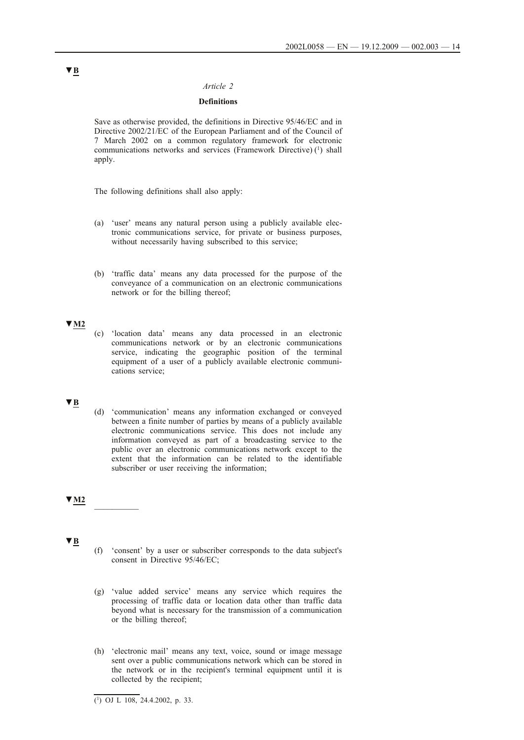▼B

*Article 2*

**Definitions**

Save as otherwise provided, the definitions in Directive 95/46/EC and in Directive 2002/21/EC of the European Parliament and of the Council of 7 March 2002 on a common regulatory framework for electronic communications networks and services (Framework Directive) [1] shall apply.

The following definitions shall also apply:

(a) 'user' means any natural person using a publicly available electronic communications service, for private or business purposes, without necessarily having subscribed to this service;

(b) 'traffic data' means any data processed for the purpose of the conveyance of a communication on an electronic communications network or for the billing thereof;

▼M2

(c) 'location data' means any data processed in an electronic communications network or by an electronic communications service, indicating the geographic position of the terminal equipment of a user of a publicly available electronic communications service;

▼B

(d) 'communication' means any information exchanged or conveyed between a finite number of parties by means of a publicly available electronic communications service. This does not include any information conveyed as part of a broadcasting service to the public over an electronic communications network except to the extent that the information can be related to the identifiable subscriber or user receiving the information;

▼M2

__________

▼B

(f) 'consent' by a user or subscriber corresponds to the data subject's consent in Directive 95/46/EC;

(g) 'value added service' means any service which requires the processing of traffic data or location data other than traffic data beyond what is necessary for the transmission of a communication or the billing thereof;

(h) 'electronic mail' means any text, voice, sound or image message sent over a public communications network which can be stored in the network or in the recipient's terminal equipment until it is collected by the recipient;

[1] OJ L 108, 24.4.2002, p. 33.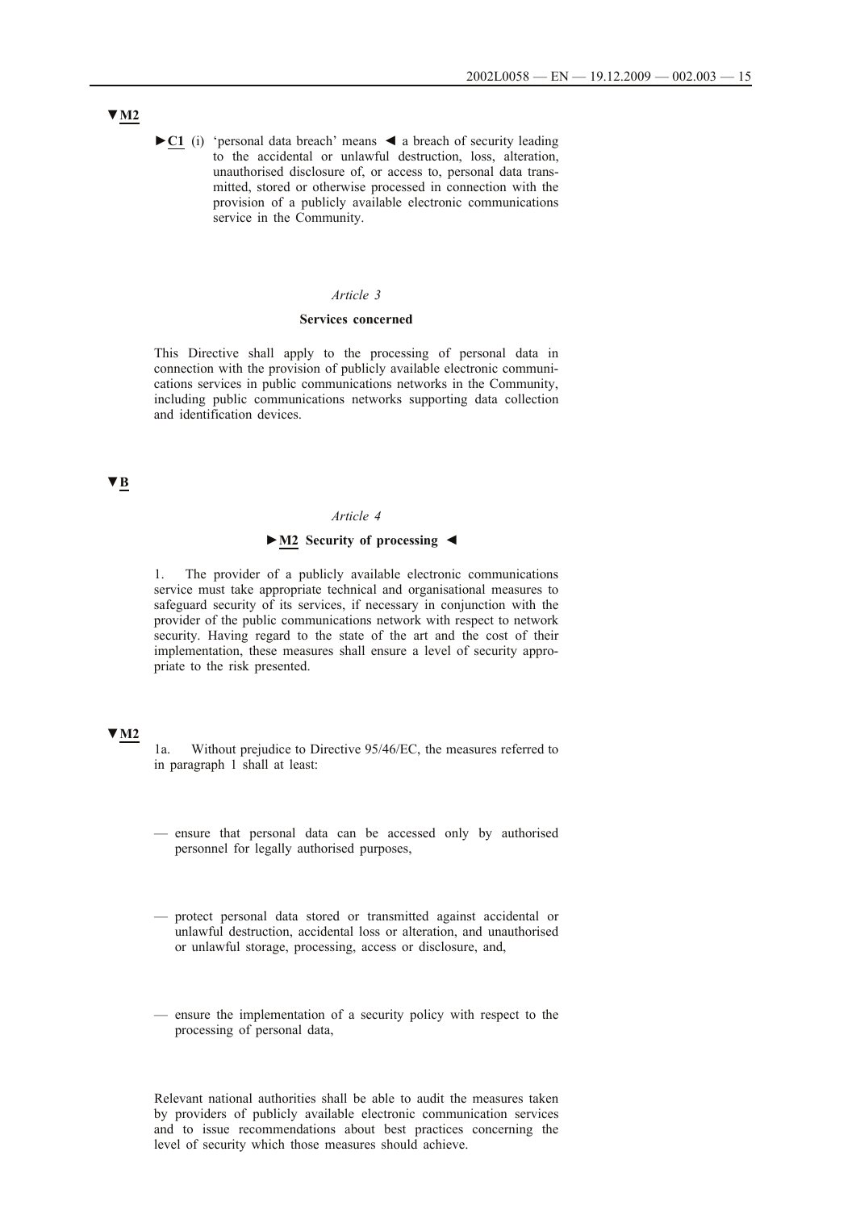▼M2

►C1 (i) 'personal data breach' means ◄ a breach of security leading to the accidental or unlawful destruction, loss, alteration, unauthorised disclosure of, or access to, personal data transmitted, stored or otherwise processed in connection with the provision of a publicly available electronic communications service in the Community.

*Article 3*

**Services concerned**

This Directive shall apply to the processing of personal data in connection with the provision of publicly available electronic communications services in public communications networks in the Community, including public communications networks supporting data collection and identification devices.

▼B

*Article 4*

**►M2 Security of processing ◄**

1. The provider of a publicly available electronic communications service must take appropriate technical and organisational measures to safeguard security of its services, if necessary in conjunction with the provider of the public communications network with respect to network security. Having regard to the state of the art and the cost of their implementation, these measures shall ensure a level of security appropriate to the risk presented.

▼M2

1a. Without prejudice to Directive 95/46/EC, the measures referred to in paragraph 1 shall at least:

— ensure that personal data can be accessed only by authorised personnel for legally authorised purposes,

— protect personal data stored or transmitted against accidental or unlawful destruction, accidental loss or alteration, and unauthorised or unlawful storage, processing, access or disclosure, and,

— ensure the implementation of a security policy with respect to the processing of personal data,

Relevant national authorities shall be able to audit the measures taken by providers of publicly available electronic communication services and to issue recommendations about best practices concerning the level of security which those measures should achieve.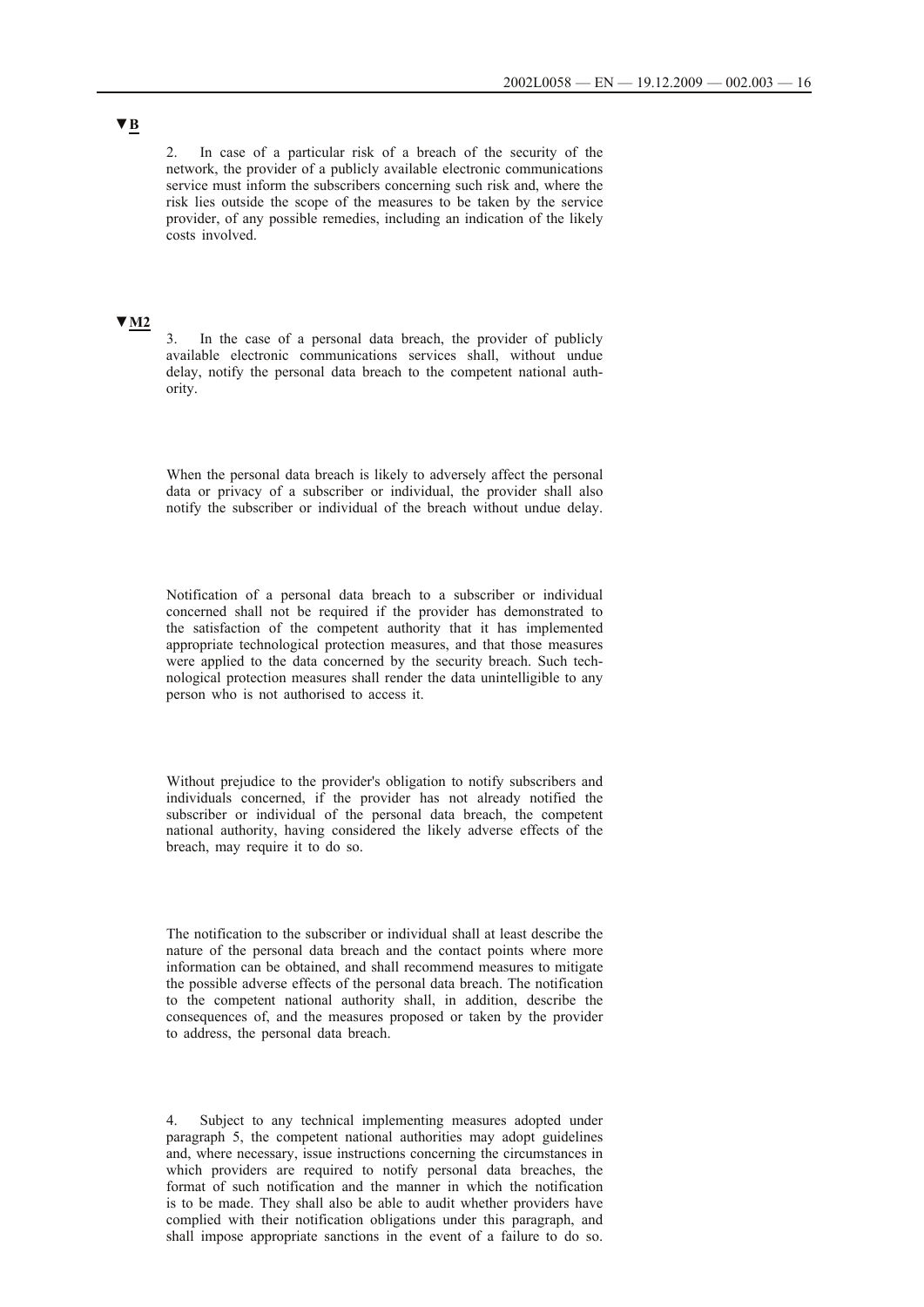▼B

2. In case of a particular risk of a breach of the security of the network, the provider of a publicly available electronic communications service must inform the subscribers concerning such risk and, where the risk lies outside the scope of the measures to be taken by the service provider, of any possible remedies, including an indication of the likely costs involved.

▼M2

3. In the case of a personal data breach, the provider of publicly available electronic communications services shall, without undue delay, notify the personal data breach to the competent national authority.

When the personal data breach is likely to adversely affect the personal data or privacy of a subscriber or individual, the provider shall also notify the subscriber or individual of the breach without undue delay.

Notification of a personal data breach to a subscriber or individual concerned shall not be required if the provider has demonstrated to the satisfaction of the competent authority that it has implemented appropriate technological protection measures, and that those measures were applied to the data concerned by the security breach. Such technological protection measures shall render the data unintelligible to any person who is not authorised to access it.

Without prejudice to the provider's obligation to notify subscribers and individuals concerned, if the provider has not already notified the subscriber or individual of the personal data breach, the competent national authority, having considered the likely adverse effects of the breach, may require it to do so.

The notification to the subscriber or individual shall at least describe the nature of the personal data breach and the contact points where more information can be obtained, and shall recommend measures to mitigate the possible adverse effects of the personal data breach. The notification to the competent national authority shall, in addition, describe the consequences of, and the measures proposed or taken by the provider to address, the personal data breach.

4. Subject to any technical implementing measures adopted under paragraph 5, the competent national authorities may adopt guidelines and, where necessary, issue instructions concerning the circumstances in which providers are required to notify personal data breaches, the format of such notification and the manner in which the notification is to be made. They shall also be able to audit whether providers have complied with their notification obligations under this paragraph, and shall impose appropriate sanctions in the event of a failure to do so.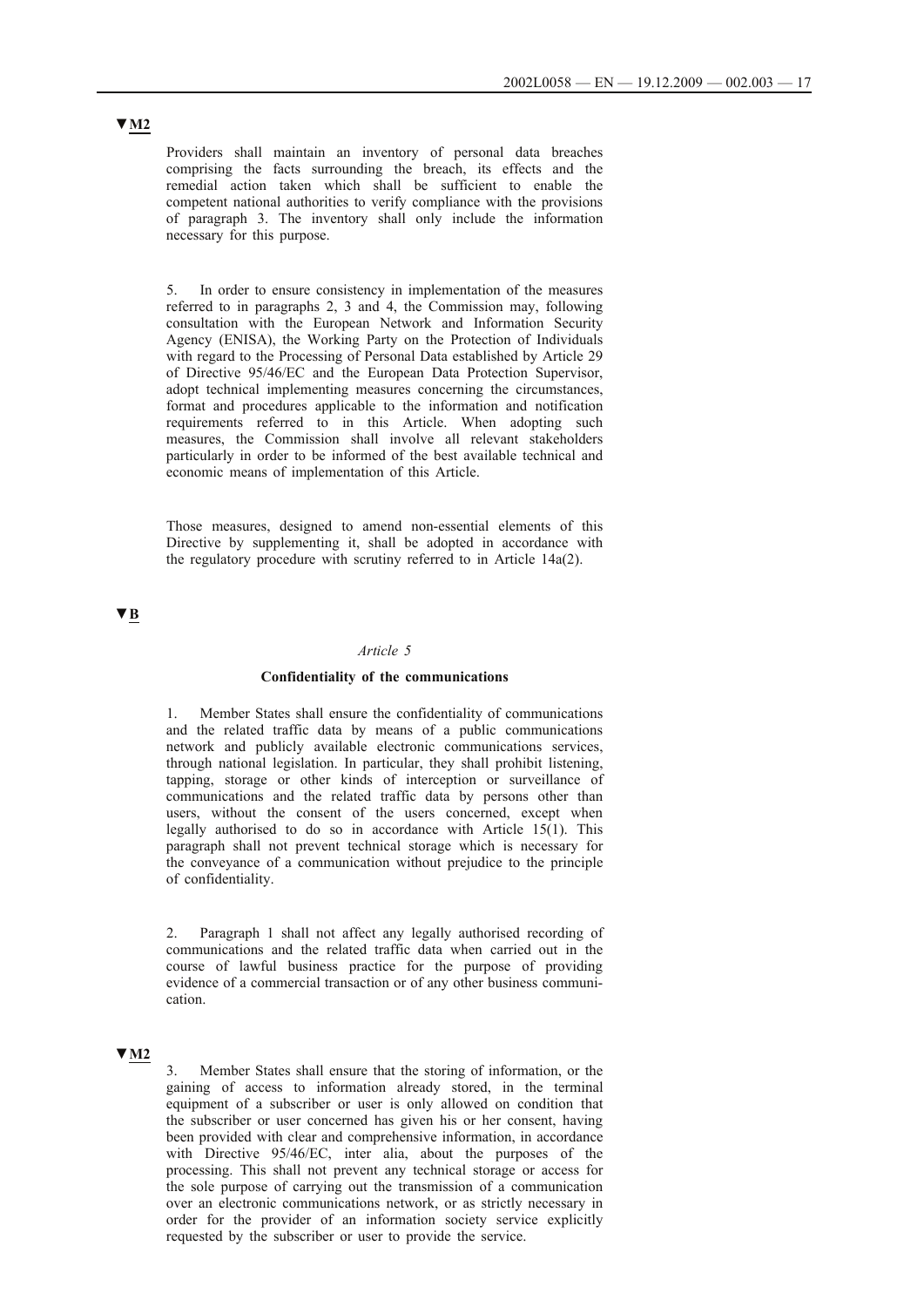▼M2

Providers shall maintain an inventory of personal data breaches comprising the facts surrounding the breach, its effects and the remedial action taken which shall be sufficient to enable the competent national authorities to verify compliance with the provisions of paragraph 3. The inventory shall only include the information necessary for this purpose.

5. In order to ensure consistency in implementation of the measures referred to in paragraphs 2, 3 and 4, the Commission may, following consultation with the European Network and Information Security Agency (ENISA), the Working Party on the Protection of Individuals with regard to the Processing of Personal Data established by Article 29 of Directive 95/46/EC and the European Data Protection Supervisor, adopt technical implementing measures concerning the circumstances, format and procedures applicable to the information and notification requirements referred to in this Article. When adopting such measures, the Commission shall involve all relevant stakeholders particularly in order to be informed of the best available technical and economic means of implementation of this Article.

Those measures, designed to amend non-essential elements of this Directive by supplementing it, shall be adopted in accordance with the regulatory procedure with scrutiny referred to in Article 14a(2).

▼B

*Article 5*

**Confidentiality of the communications**

1. Member States shall ensure the confidentiality of communications and the related traffic data by means of a public communications network and publicly available electronic communications services, through national legislation. In particular, they shall prohibit listening, tapping, storage or other kinds of interception or surveillance of communications and the related traffic data by persons other than users, without the consent of the users concerned, except when legally authorised to do so in accordance with Article 15(1). This paragraph shall not prevent technical storage which is necessary for the conveyance of a communication without prejudice to the principle of confidentiality.

2. Paragraph 1 shall not affect any legally authorised recording of communications and the related traffic data when carried out in the course of lawful business practice for the purpose of providing evidence of a commercial transaction or of any other business communication.

▼M2

3. Member States shall ensure that the storing of information, or the gaining of access to information already stored, in the terminal equipment of a subscriber or user is only allowed on condition that the subscriber or user concerned has given his or her consent, having been provided with clear and comprehensive information, in accordance with Directive 95/46/EC, inter alia, about the purposes of the processing. This shall not prevent any technical storage or access for the sole purpose of carrying out the transmission of a communication over an electronic communications network, or as strictly necessary in order for the provider of an information society service explicitly requested by the subscriber or user to provide the service.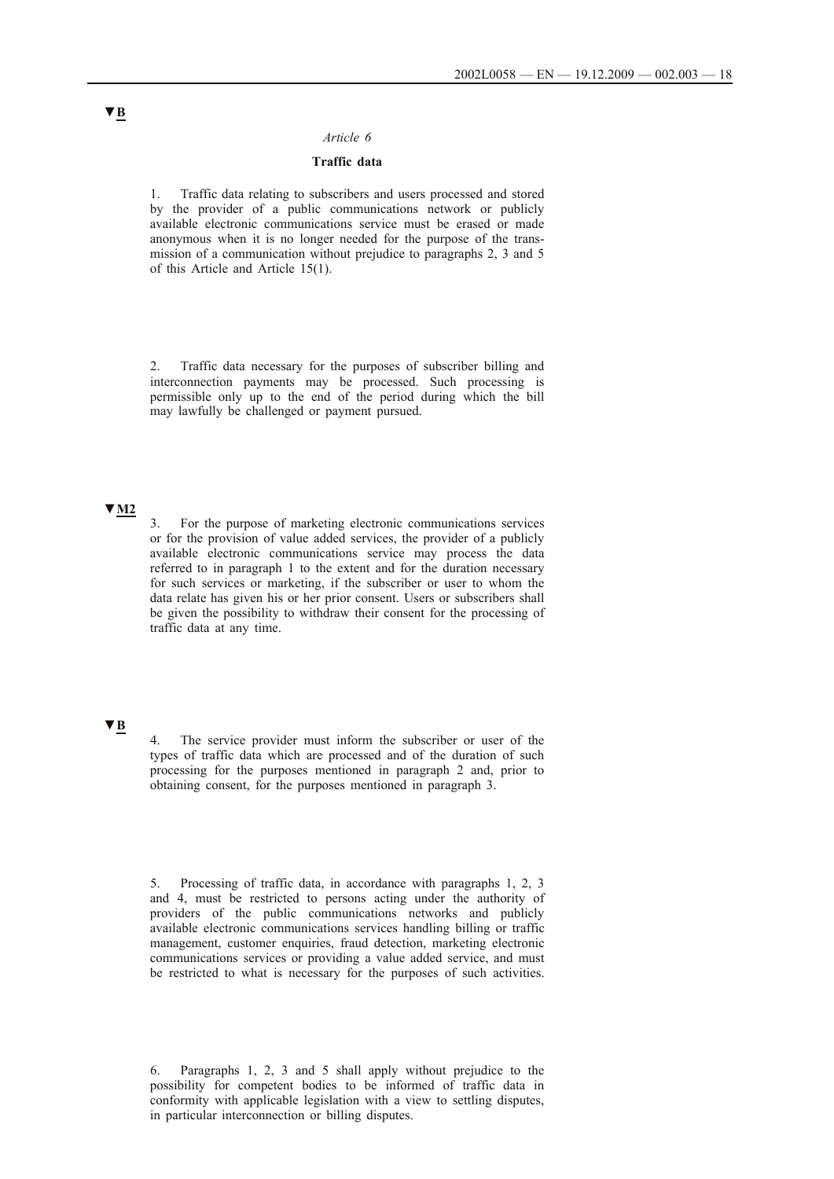▼B

*Article 6*

**Traffic data**

1. Traffic data relating to subscribers and users processed and stored by the provider of a public communications network or publicly available electronic communications service must be erased or made anonymous when it is no longer needed for the purpose of the transmission of a communication without prejudice to paragraphs 2, 3 and 5 of this Article and Article 15(1).

2. Traffic data necessary for the purposes of subscriber billing and interconnection payments may be processed. Such processing is permissible only up to the end of the period during which the bill may lawfully be challenged or payment pursued.

▼M2

3. For the purpose of marketing electronic communications services or for the provision of value added services, the provider of a publicly available electronic communications service may process the data referred to in paragraph 1 to the extent and for the duration necessary for such services or marketing, if the subscriber or user to whom the data relate has given his or her prior consent. Users or subscribers shall be given the possibility to withdraw their consent for the processing of traffic data at any time.

▼B

4. The service provider must inform the subscriber or user of the types of traffic data which are processed and of the duration of such processing for the purposes mentioned in paragraph 2 and, prior to obtaining consent, for the purposes mentioned in paragraph 3.

5. Processing of traffic data, in accordance with paragraphs 1, 2, 3 and 4, must be restricted to persons acting under the authority of providers of the public communications networks and publicly available electronic communications services handling billing or traffic management, customer enquiries, fraud detection, marketing electronic communications services or providing a value added service, and must be restricted to what is necessary for the purposes of such activities.

6. Paragraphs 1, 2, 3 and 5 shall apply without prejudice to the possibility for competent bodies to be informed of traffic data in conformity with applicable legislation with a view to settling disputes, in particular interconnection or billing disputes.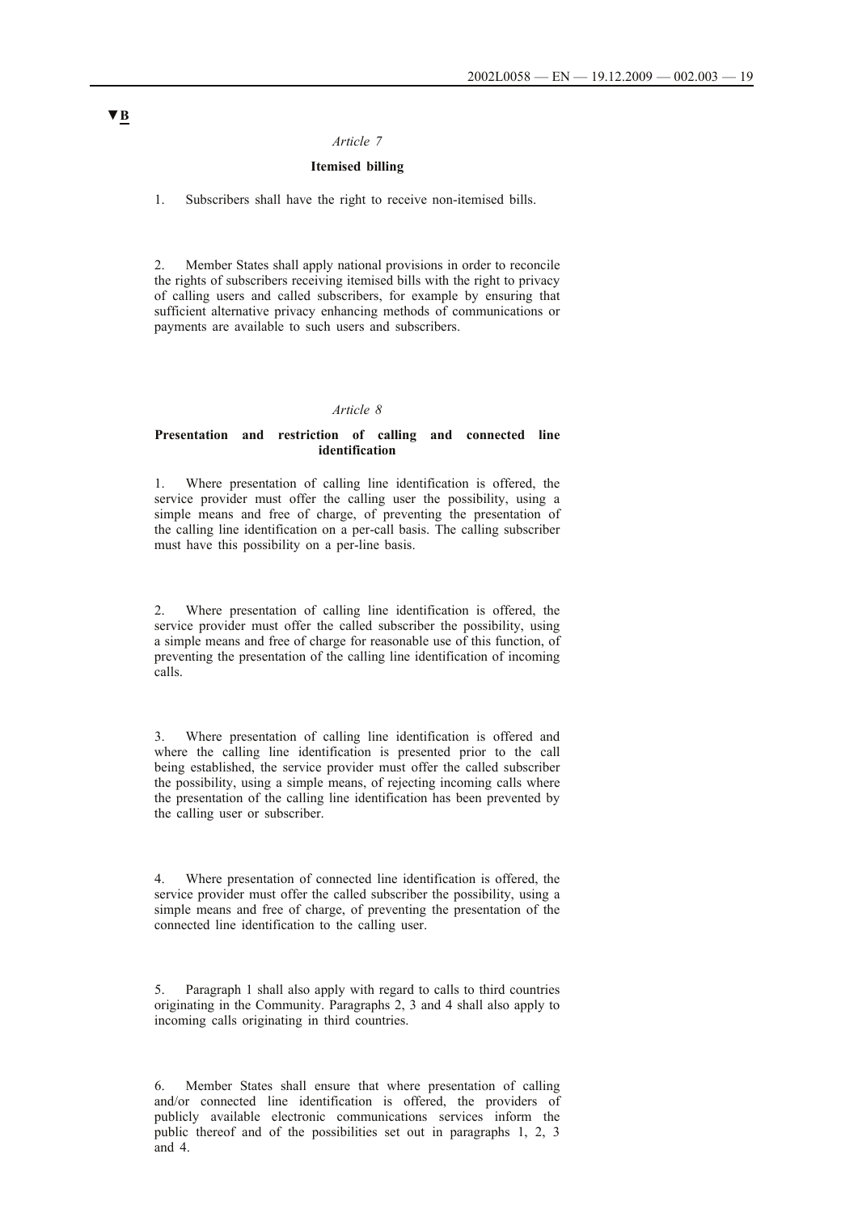▼B

*Article 7*

**Itemised billing**

1. Subscribers shall have the right to receive non-itemised bills.

2. Member States shall apply national provisions in order to reconcile the rights of subscribers receiving itemised bills with the right to privacy of calling users and called subscribers, for example by ensuring that sufficient alternative privacy enhancing methods of communications or payments are available to such users and subscribers.

*Article 8*

**Presentation and restriction of calling and connected line identification**

1. Where presentation of calling line identification is offered, the service provider must offer the calling user the possibility, using a simple means and free of charge, of preventing the presentation of the calling line identification on a per-call basis. The calling subscriber must have this possibility on a per-line basis.

2. Where presentation of calling line identification is offered, the service provider must offer the called subscriber the possibility, using a simple means and free of charge for reasonable use of this function, of preventing the presentation of the calling line identification of incoming calls.

3. Where presentation of calling line identification is offered and where the calling line identification is presented prior to the call being established, the service provider must offer the called subscriber the possibility, using a simple means, of rejecting incoming calls where the presentation of the calling line identification has been prevented by the calling user or subscriber.

4. Where presentation of connected line identification is offered, the service provider must offer the called subscriber the possibility, using a simple means and free of charge, of preventing the presentation of the connected line identification to the calling user.

5. Paragraph 1 shall also apply with regard to calls to third countries originating in the Community. Paragraphs 2, 3 and 4 shall also apply to incoming calls originating in third countries.

6. Member States shall ensure that where presentation of calling and/or connected line identification is offered, the providers of publicly available electronic communications services inform the public thereof and of the possibilities set out in paragraphs 1, 2, 3 and 4.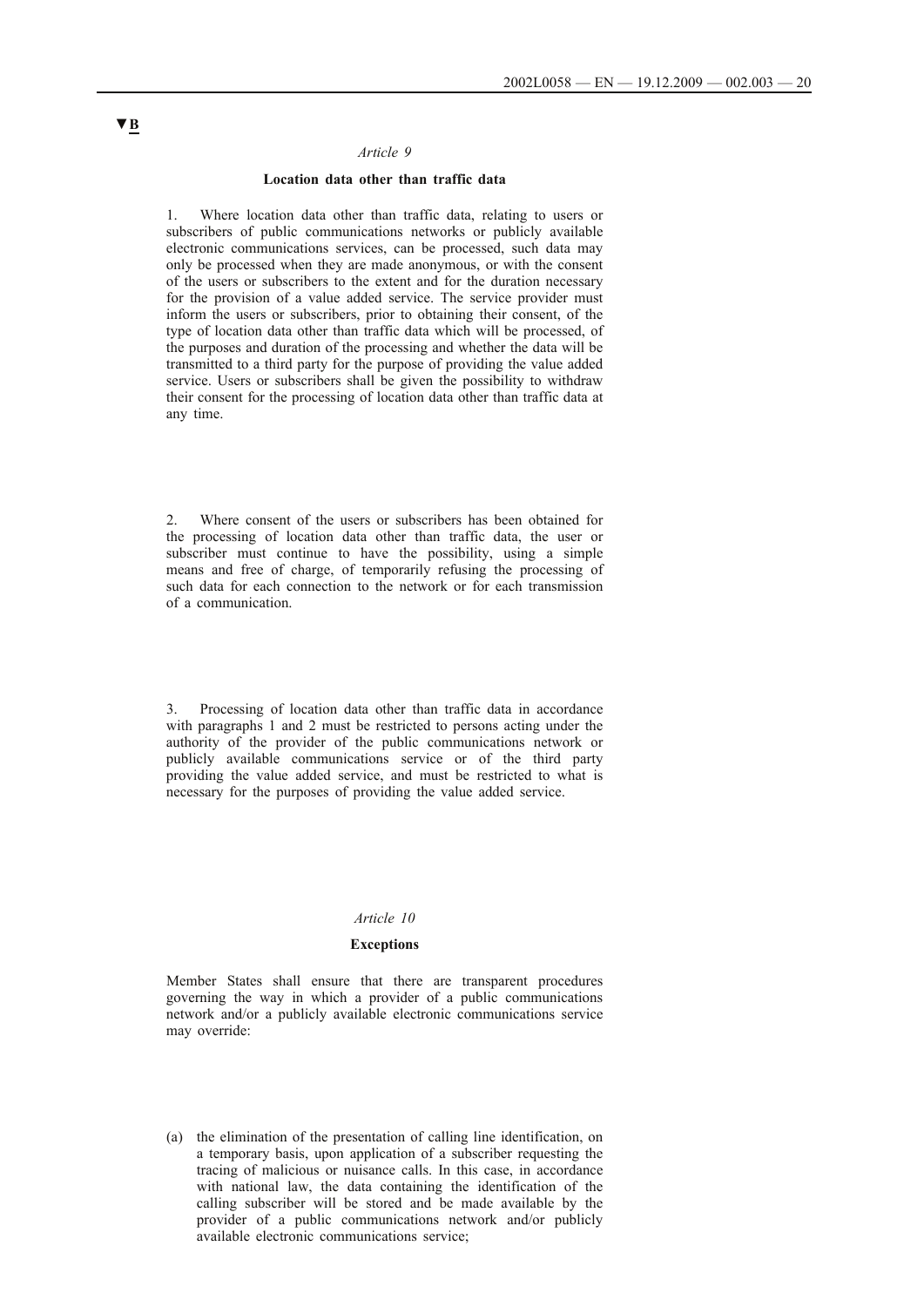▼B

*Article 9*

**Location data other than traffic data**

1. Where location data other than traffic data, relating to users or subscribers of public communications networks or publicly available electronic communications services, can be processed, such data may only be processed when they are made anonymous, or with the consent of the users or subscribers to the extent and for the duration necessary for the provision of a value added service. The service provider must inform the users or subscribers, prior to obtaining their consent, of the type of location data other than traffic data which will be processed, of the purposes and duration of the processing and whether the data will be transmitted to a third party for the purpose of providing the value added service. Users or subscribers shall be given the possibility to withdraw their consent for the processing of location data other than traffic data at any time.

2. Where consent of the users or subscribers has been obtained for the processing of location data other than traffic data, the user or subscriber must continue to have the possibility, using a simple means and free of charge, of temporarily refusing the processing of such data for each connection to the network or for each transmission of a communication.

3. Processing of location data other than traffic data in accordance with paragraphs 1 and 2 must be restricted to persons acting under the authority of the provider of the public communications network or publicly available communications service or of the third party providing the value added service, and must be restricted to what is necessary for the purposes of providing the value added service.

*Article 10*

**Exceptions**

Member States shall ensure that there are transparent procedures governing the way in which a provider of a public communications network and/or a publicly available electronic communications service may override:

(a) the elimination of the presentation of calling line identification, on a temporary basis, upon application of a subscriber requesting the tracing of malicious or nuisance calls. In this case, in accordance with national law, the data containing the identification of the calling subscriber will be stored and be made available by the provider of a public communications network and/or publicly available electronic communications service;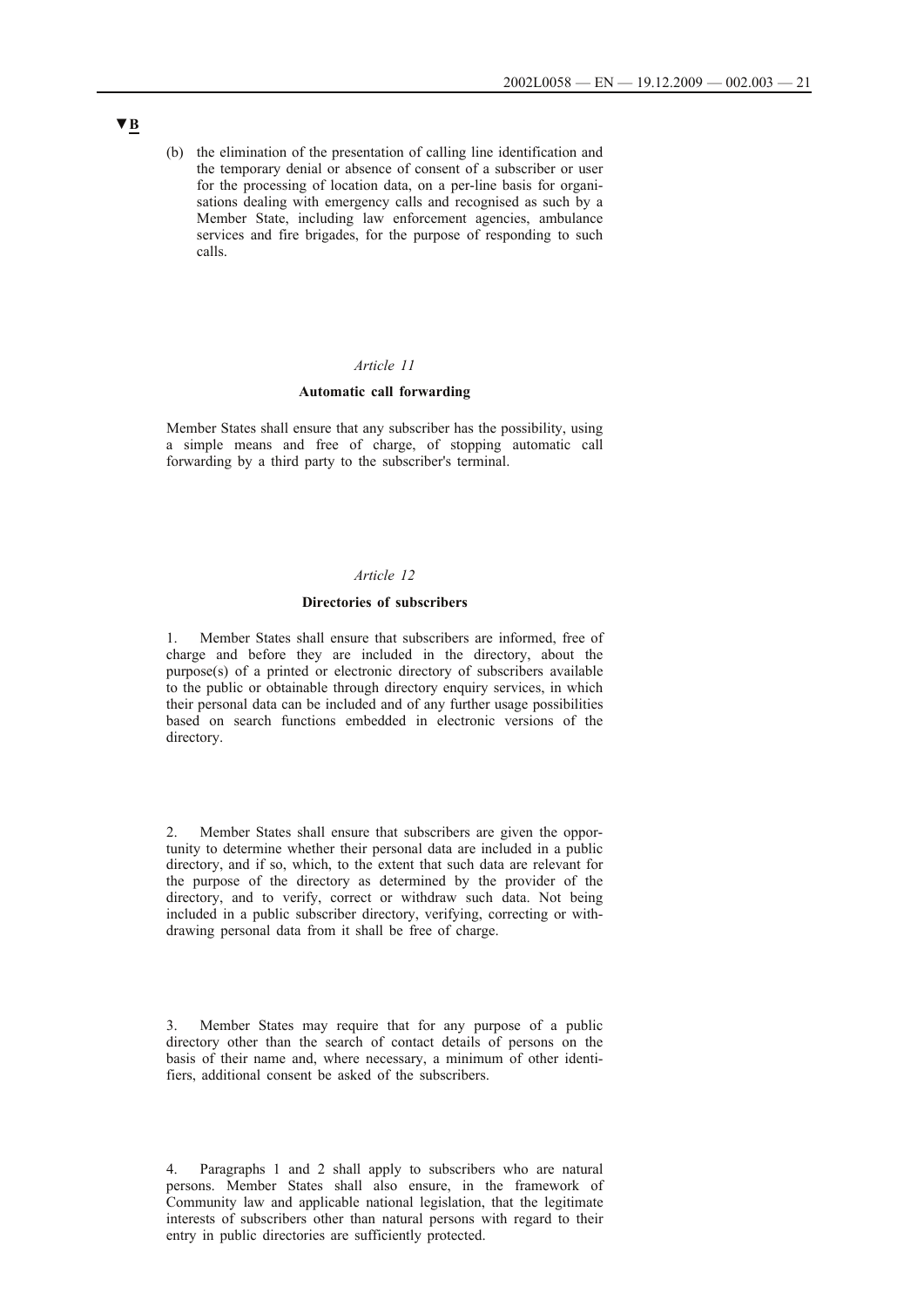▼B

(b) the elimination of the presentation of calling line identification and the temporary denial or absence of consent of a subscriber or user for the processing of location data, on a per-line basis for organisations dealing with emergency calls and recognised as such by a Member State, including law enforcement agencies, ambulance services and fire brigades, for the purpose of responding to such calls.

*Article 11*

**Automatic call forwarding**

Member States shall ensure that any subscriber has the possibility, using a simple means and free of charge, of stopping automatic call forwarding by a third party to the subscriber's terminal.

*Article 12*

**Directories of subscribers**

1. Member States shall ensure that subscribers are informed, free of charge and before they are included in the directory, about the purpose(s) of a printed or electronic directory of subscribers available to the public or obtainable through directory enquiry services, in which their personal data can be included and of any further usage possibilities based on search functions embedded in electronic versions of the directory.

2. Member States shall ensure that subscribers are given the opportunity to determine whether their personal data are included in a public directory, and if so, which, to the extent that such data are relevant for the purpose of the directory as determined by the provider of the directory, and to verify, correct or withdraw such data. Not being included in a public subscriber directory, verifying, correcting or withdrawing personal data from it shall be free of charge.

3. Member States may require that for any purpose of a public directory other than the search of contact details of persons on the basis of their name and, where necessary, a minimum of other identifiers, additional consent be asked of the subscribers.

4. Paragraphs 1 and 2 shall apply to subscribers who are natural persons. Member States shall also ensure, in the framework of Community law and applicable national legislation, that the legitimate interests of subscribers other than natural persons with regard to their entry in public directories are sufficiently protected.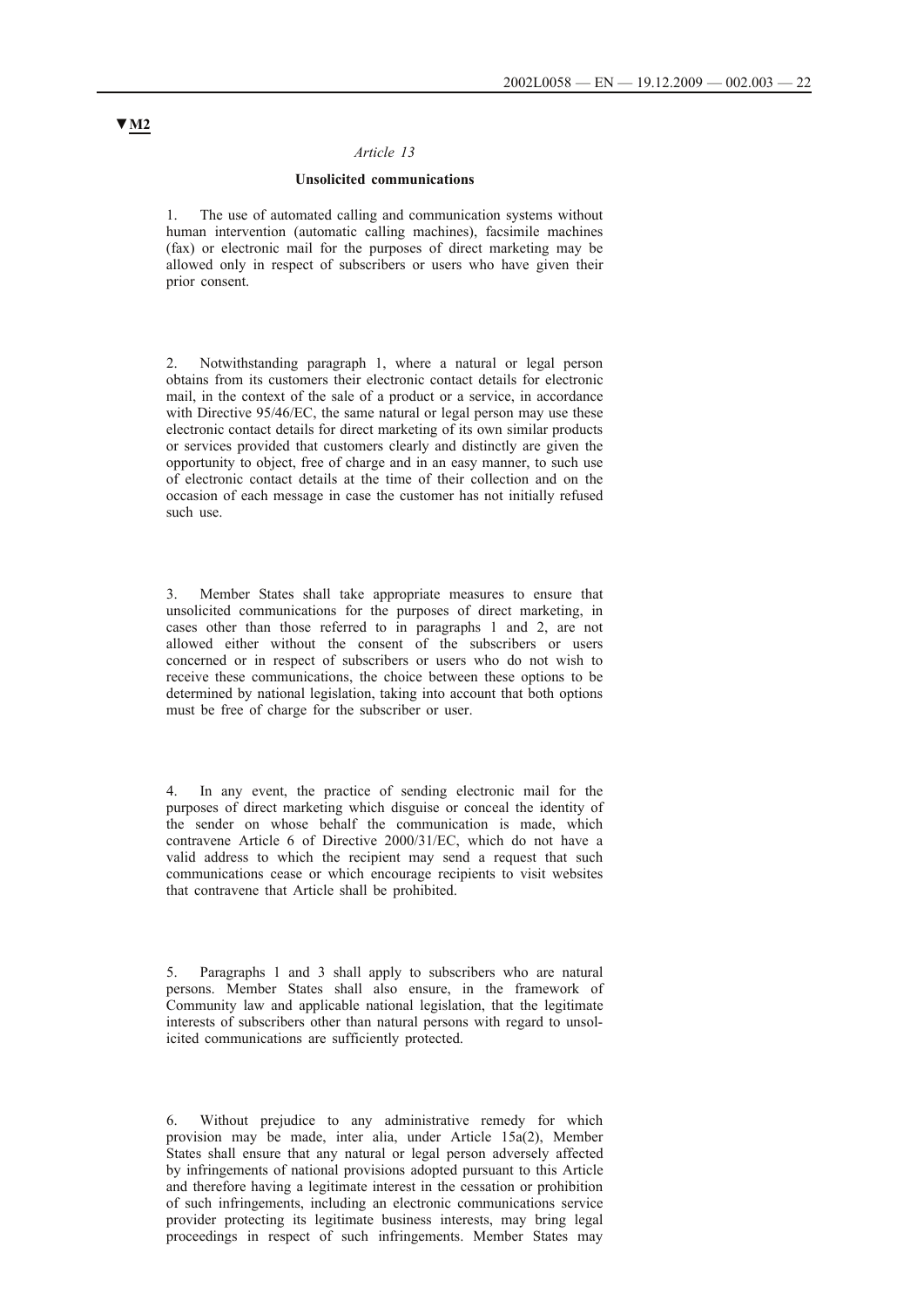▼M2

*Article 13*

**Unsolicited communications**

1. The use of automated calling and communication systems without human intervention (automatic calling machines), facsimile machines (fax) or electronic mail for the purposes of direct marketing may be allowed only in respect of subscribers or users who have given their prior consent.

2. Notwithstanding paragraph 1, where a natural or legal person obtains from its customers their electronic contact details for electronic mail, in the context of the sale of a product or a service, in accordance with Directive 95/46/EC, the same natural or legal person may use these electronic contact details for direct marketing of its own similar products or services provided that customers clearly and distinctly are given the opportunity to object, free of charge and in an easy manner, to such use of electronic contact details at the time of their collection and on the occasion of each message in case the customer has not initially refused such use.

3. Member States shall take appropriate measures to ensure that unsolicited communications for the purposes of direct marketing, in cases other than those referred to in paragraphs 1 and 2, are not allowed either without the consent of the subscribers or users concerned or in respect of subscribers or users who do not wish to receive these communications, the choice between these options to be determined by national legislation, taking into account that both options must be free of charge for the subscriber or user.

4. In any event, the practice of sending electronic mail for the purposes of direct marketing which disguise or conceal the identity of the sender on whose behalf the communication is made, which contravene Article 6 of Directive 2000/31/EC, which do not have a valid address to which the recipient may send a request that such communications cease or which encourage recipients to visit websites that contravene that Article shall be prohibited.

5. Paragraphs 1 and 3 shall apply to subscribers who are natural persons. Member States shall also ensure, in the framework of Community law and applicable national legislation, that the legitimate interests of subscribers other than natural persons with regard to unsolicited communications are sufficiently protected.

6. Without prejudice to any administrative remedy for which provision may be made, inter alia, under Article 15a(2), Member States shall ensure that any natural or legal person adversely affected by infringements of national provisions adopted pursuant to this Article and therefore having a legitimate interest in the cessation or prohibition of such infringements, including an electronic communications service provider protecting its legitimate business interests, may bring legal proceedings in respect of such infringements. Member States may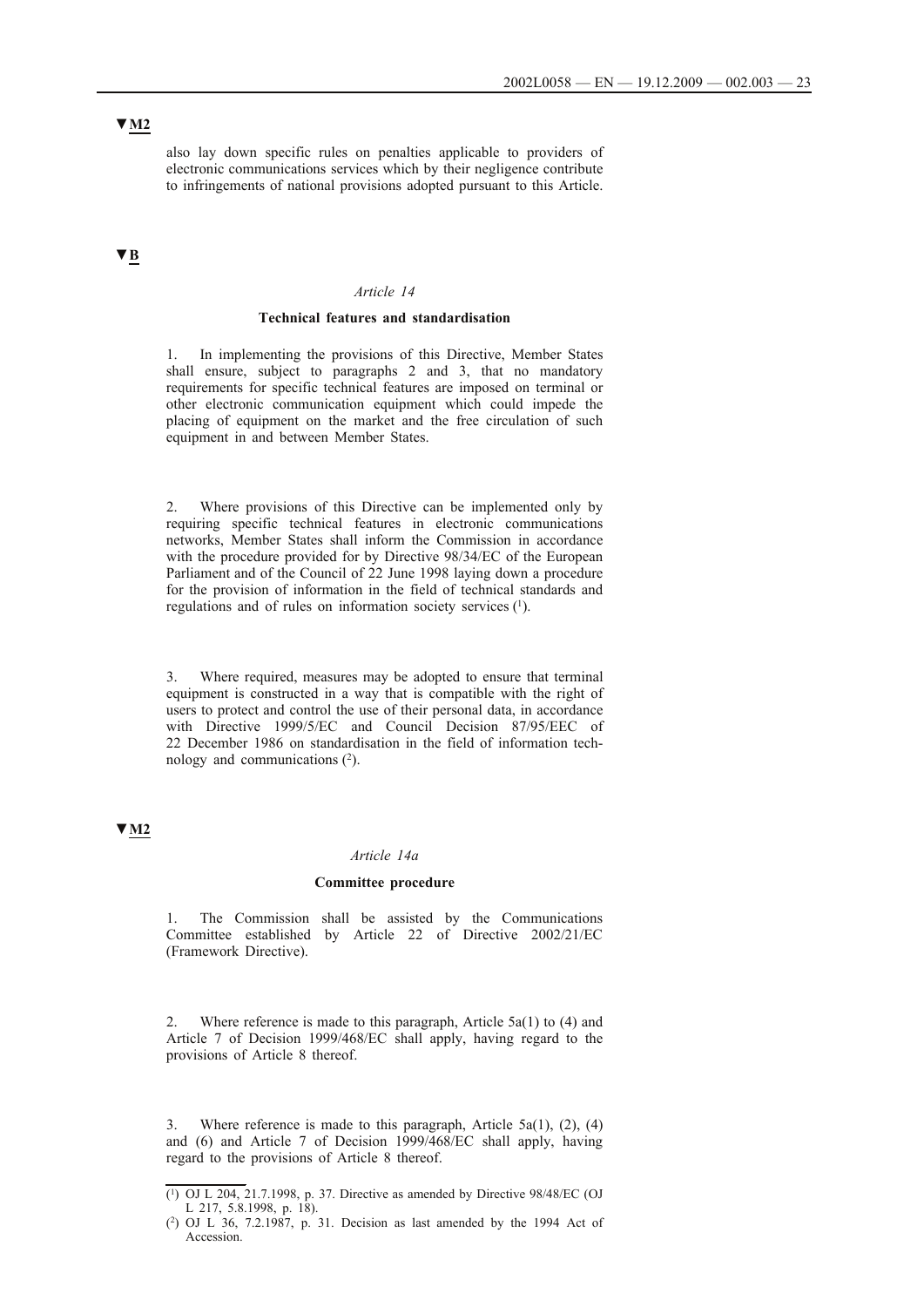▼M2

also lay down specific rules on penalties applicable to providers of electronic communications services which by their negligence contribute to infringements of national provisions adopted pursuant to this Article.

▼B

*Article 14*

**Technical features and standardisation**

1. In implementing the provisions of this Directive, Member States shall ensure, subject to paragraphs 2 and 3, that no mandatory requirements for specific technical features are imposed on terminal or other electronic communication equipment which could impede the placing of equipment on the market and the free circulation of such equipment in and between Member States.

2. Where provisions of this Directive can be implemented only by requiring specific technical features in electronic communications networks, Member States shall inform the Commission in accordance with the procedure provided for by Directive 98/34/EC of the European Parliament and of the Council of 22 June 1998 laying down a procedure for the provision of information in the field of technical standards and regulations and of rules on information society services [1].

3. Where required, measures may be adopted to ensure that terminal equipment is constructed in a way that is compatible with the right of users to protect and control the use of their personal data, in accordance with Directive 1999/5/EC and Council Decision 87/95/EEC of 22 December 1986 on standardisation in the field of information technology and communications [2].

▼M2

*Article 14a*

**Committee procedure**

1. The Commission shall be assisted by the Communications Committee established by Article 22 of Directive 2002/21/EC (Framework Directive).

2. Where reference is made to this paragraph, Article 5a(1) to (4) and Article 7 of Decision 1999/468/EC shall apply, having regard to the provisions of Article 8 thereof.

3. Where reference is made to this paragraph, Article 5a(1), (2), (4) and (6) and Article 7 of Decision 1999/468/EC shall apply, having regard to the provisions of Article 8 thereof.

---

[1] OJ L 204, 21.7.1998, p. 37. Directive as amended by Directive 98/48/EC (OJ L 217, 5.8.1998, p. 18).

[2] OJ L 36, 7.2.1987, p. 31. Decision as last amended by the 1994 Act of Accession.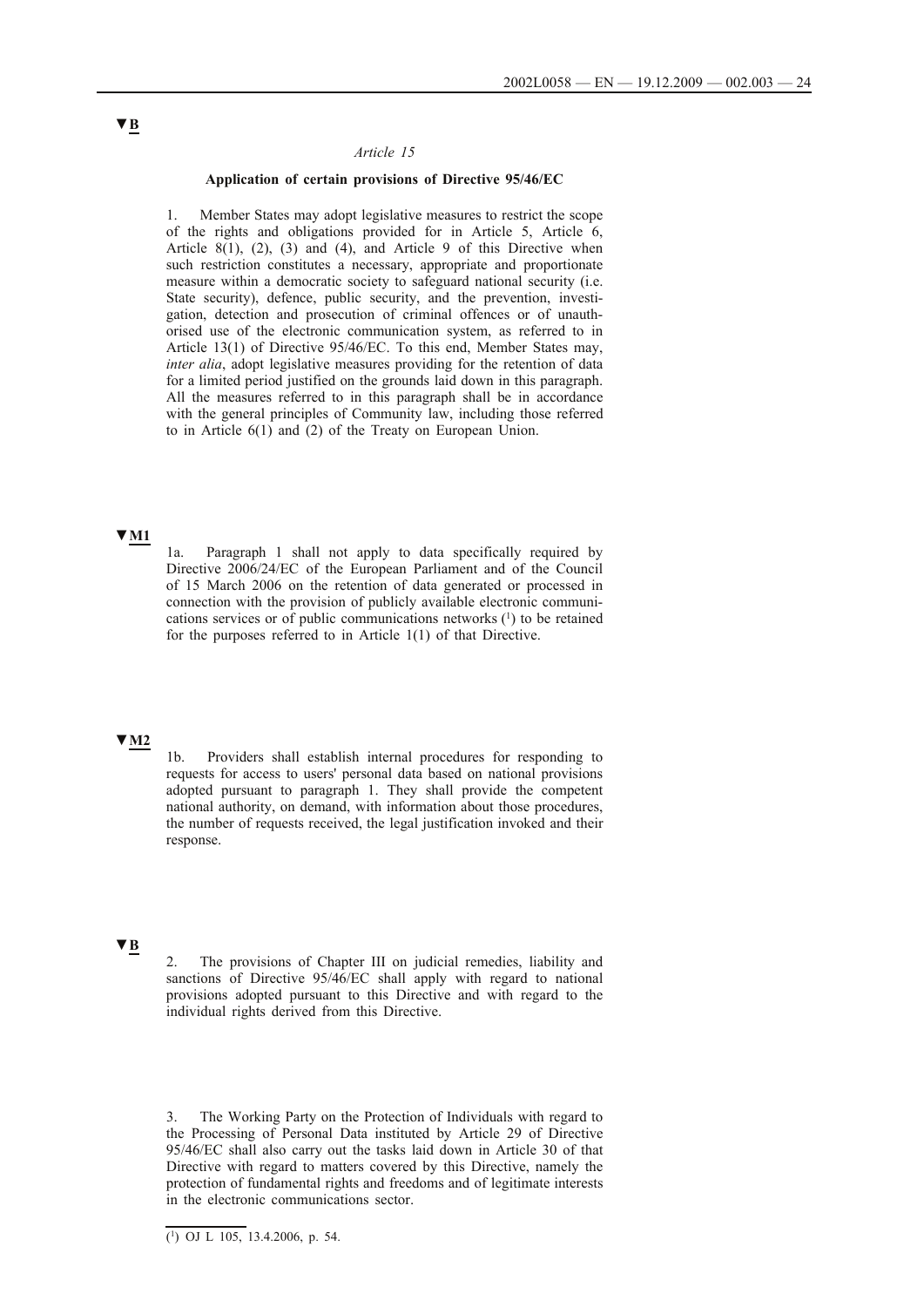▼B

*Article 15*

**Application of certain provisions of Directive 95/46/EC**

1. Member States may adopt legislative measures to restrict the scope of the rights and obligations provided for in Article 5, Article 6, Article 8(1), (2), (3) and (4), and Article 9 of this Directive when such restriction constitutes a necessary, appropriate and proportionate measure within a democratic society to safeguard national security (i.e. State security), defence, public security, and the prevention, investigation, detection and prosecution of criminal offences or of unauthorised use of the electronic communication system, as referred to in Article 13(1) of Directive 95/46/EC. To this end, Member States may, *inter alia*, adopt legislative measures providing for the retention of data for a limited period justified on the grounds laid down in this paragraph. All the measures referred to in this paragraph shall be in accordance with the general principles of Community law, including those referred to in Article 6(1) and (2) of the Treaty on European Union.

▼M1

1a. Paragraph 1 shall not apply to data specifically required by Directive 2006/24/EC of the European Parliament and of the Council of 15 March 2006 on the retention of data generated or processed in connection with the provision of publicly available electronic communications services or of public communications networks [1] to be retained for the purposes referred to in Article 1(1) of that Directive.

▼M2

1b. Providers shall establish internal procedures for responding to requests for access to users' personal data based on national provisions adopted pursuant to paragraph 1. They shall provide the competent national authority, on demand, with information about those procedures, the number of requests received, the legal justification invoked and their response.

▼B

2. The provisions of Chapter III on judicial remedies, liability and sanctions of Directive 95/46/EC shall apply with regard to national provisions adopted pursuant to this Directive and with regard to the individual rights derived from this Directive.

3. The Working Party on the Protection of Individuals with regard to the Processing of Personal Data instituted by Article 29 of Directive 95/46/EC shall also carry out the tasks laid down in Article 30 of that Directive with regard to matters covered by this Directive, namely the protection of fundamental rights and freedoms and of legitimate interests in the electronic communications sector.

---

[1] OJ L 105, 13.4.2006, p. 54.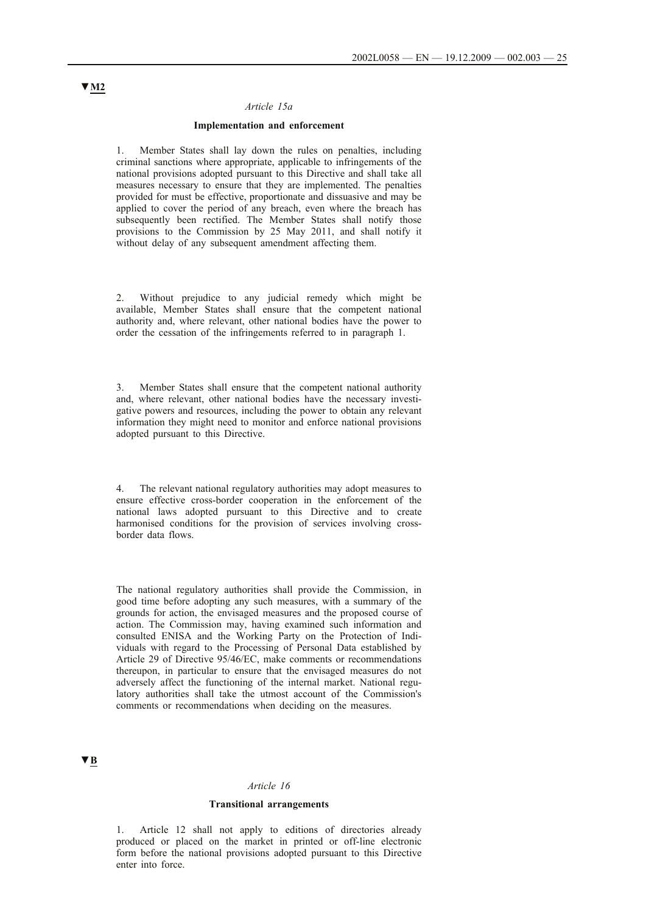▼M2

*Article 15a*

**Implementation and enforcement**

1. Member States shall lay down the rules on penalties, including criminal sanctions where appropriate, applicable to infringements of the national provisions adopted pursuant to this Directive and shall take all measures necessary to ensure that they are implemented. The penalties provided for must be effective, proportionate and dissuasive and may be applied to cover the period of any breach, even where the breach has subsequently been rectified. The Member States shall notify those provisions to the Commission by 25 May 2011, and shall notify it without delay of any subsequent amendment affecting them.

2. Without prejudice to any judicial remedy which might be available, Member States shall ensure that the competent national authority and, where relevant, other national bodies have the power to order the cessation of the infringements referred to in paragraph 1.

3. Member States shall ensure that the competent national authority and, where relevant, other national bodies have the necessary investigative powers and resources, including the power to obtain any relevant information they might need to monitor and enforce national provisions adopted pursuant to this Directive.

4. The relevant national regulatory authorities may adopt measures to ensure effective cross-border cooperation in the enforcement of the national laws adopted pursuant to this Directive and to create harmonised conditions for the provision of services involving cross-border data flows.

The national regulatory authorities shall provide the Commission, in good time before adopting any such measures, with a summary of the grounds for action, the envisaged measures and the proposed course of action. The Commission may, having examined such information and consulted ENISA and the Working Party on the Protection of Individuals with regard to the Processing of Personal Data established by Article 29 of Directive 95/46/EC, make comments or recommendations thereupon, in particular to ensure that the envisaged measures do not adversely affect the functioning of the internal market. National regulatory authorities shall take the utmost account of the Commission's comments or recommendations when deciding on the measures.

▼B

*Article 16*

**Transitional arrangements**

1. Article 12 shall not apply to editions of directories already produced or placed on the market in printed or off-line electronic form before the national provisions adopted pursuant to this Directive enter into force.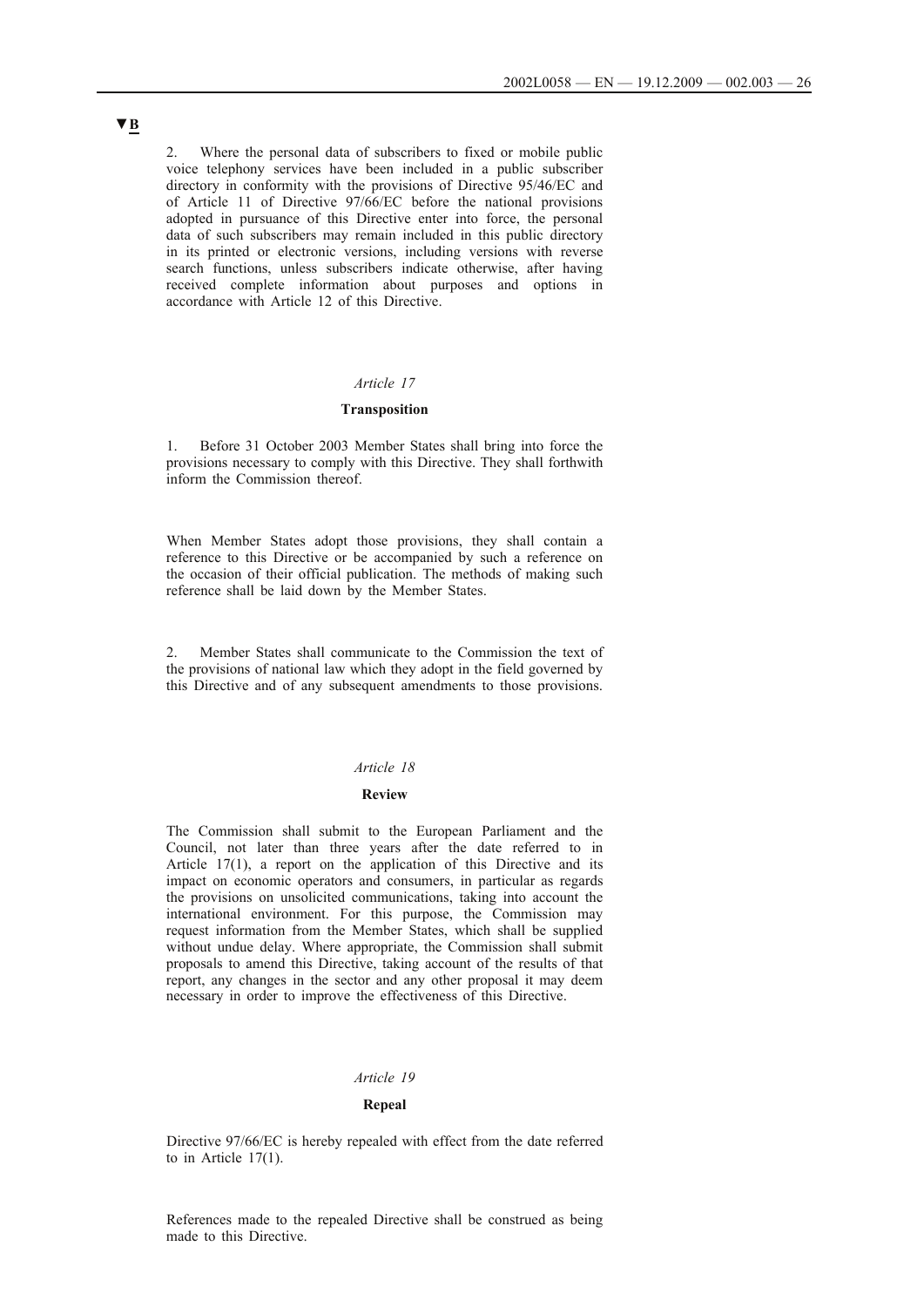▼B

2. Where the personal data of subscribers to fixed or mobile public voice telephony services have been included in a public subscriber directory in conformity with the provisions of Directive 95/46/EC and of Article 11 of Directive 97/66/EC before the national provisions adopted in pursuance of this Directive enter into force, the personal data of such subscribers may remain included in this public directory in its printed or electronic versions, including versions with reverse search functions, unless subscribers indicate otherwise, after having received complete information about purposes and options in accordance with Article 12 of this Directive.

*Article 17*

**Transposition**

1. Before 31 October 2003 Member States shall bring into force the provisions necessary to comply with this Directive. They shall forthwith inform the Commission thereof.

When Member States adopt those provisions, they shall contain a reference to this Directive or be accompanied by such a reference on the occasion of their official publication. The methods of making such reference shall be laid down by the Member States.

2. Member States shall communicate to the Commission the text of the provisions of national law which they adopt in the field governed by this Directive and of any subsequent amendments to those provisions.

*Article 18*

**Review**

The Commission shall submit to the European Parliament and the Council, not later than three years after the date referred to in Article 17(1), a report on the application of this Directive and its impact on economic operators and consumers, in particular as regards the provisions on unsolicited communications, taking into account the international environment. For this purpose, the Commission may request information from the Member States, which shall be supplied without undue delay. Where appropriate, the Commission shall submit proposals to amend this Directive, taking account of the results of that report, any changes in the sector and any other proposal it may deem necessary in order to improve the effectiveness of this Directive.

*Article 19*

**Repeal**

Directive 97/66/EC is hereby repealed with effect from the date referred to in Article 17(1).

References made to the repealed Directive shall be construed as being made to this Directive.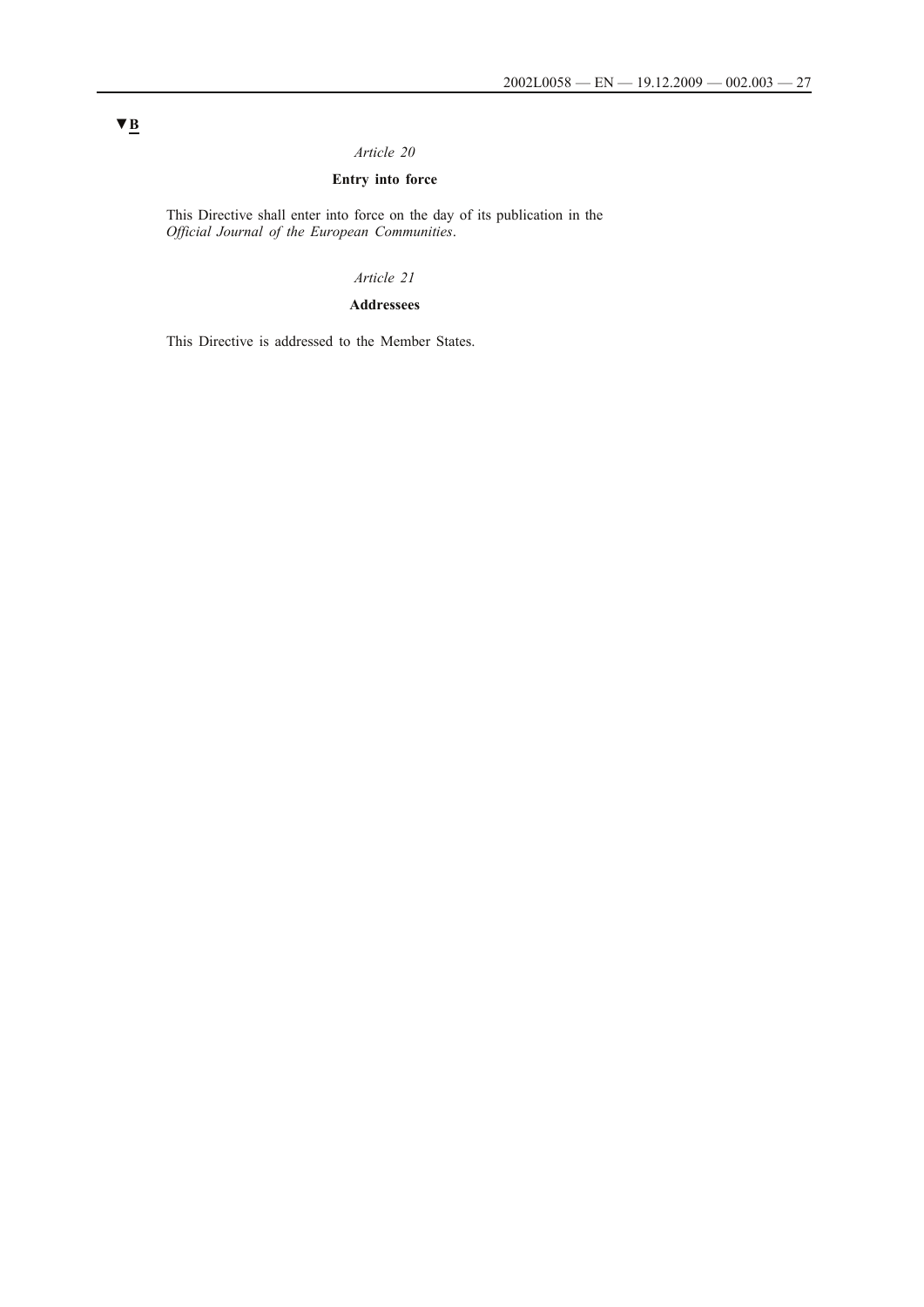▼B

*Article 20*

**Entry into force**

This Directive shall enter into force on the day of its publication in the *Official Journal of the European Communities*.

*Article 21*

**Addressees**

This Directive is addressed to the Member States.